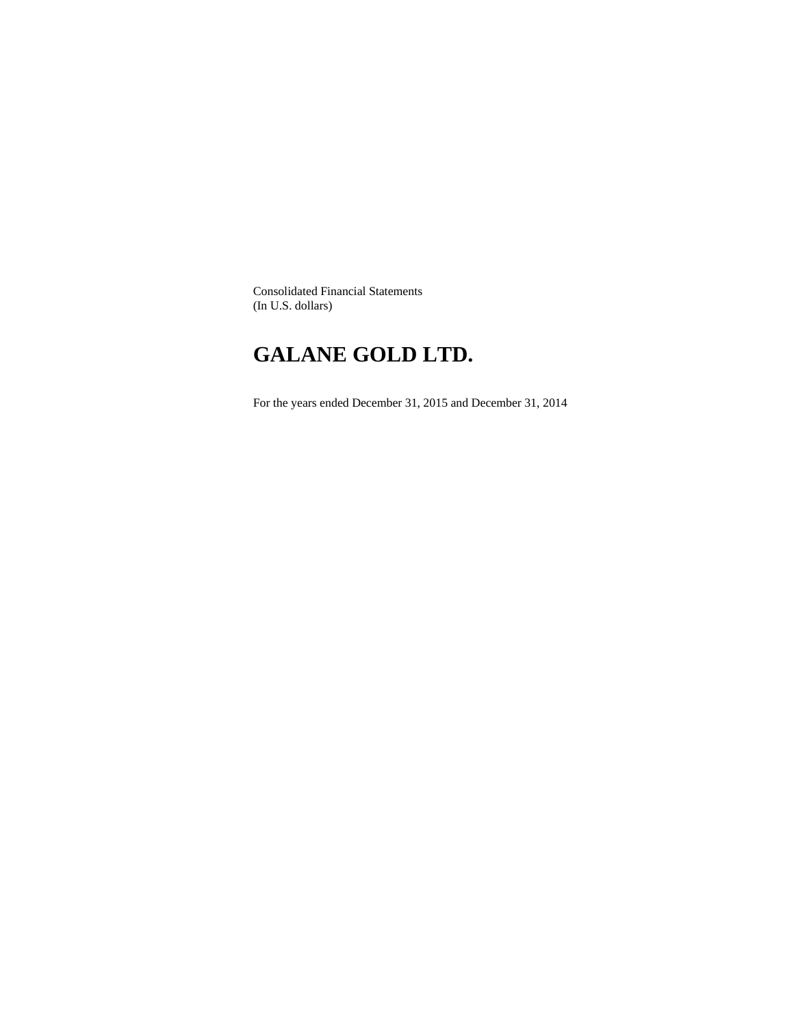Consolidated Financial Statements
(In U.S. dollars)

# GALANE GOLD LTD.

For the years ended December 31, 2015 and December 31, 2014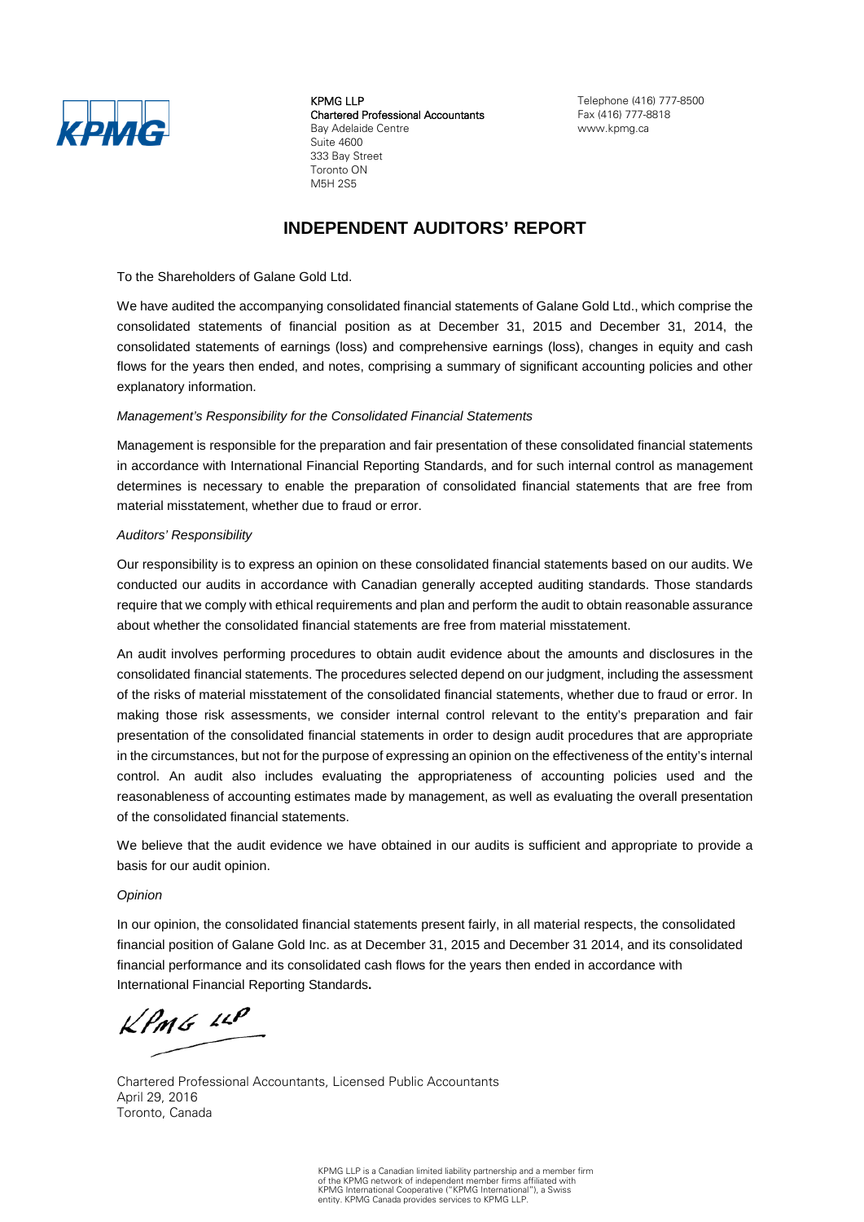KPMG

KPMG LLP
Chartered Professional Accountants
Bay Adelaide Centre
Suite 4600
333 Bay Street
Toronto ON
M5H 2S5

Telephone (416) 777-8500
Fax (416) 777-8818
www.kpmg.ca

# INDEPENDENT AUDITORS' REPORT

To the Shareholders of Galane Gold Ltd.

We have audited the accompanying consolidated financial statements of Galane Gold Ltd., which comprise the consolidated statements of financial position as at December 31, 2015 and December 31, 2014, the consolidated statements of earnings (loss) and comprehensive earnings (loss), changes in equity and cash flows for the years then ended, and notes, comprising a summary of significant accounting policies and other explanatory information.

*Management's Responsibility for the Consolidated Financial Statements*

Management is responsible for the preparation and fair presentation of these consolidated financial statements in accordance with International Financial Reporting Standards, and for such internal control as management determines is necessary to enable the preparation of consolidated financial statements that are free from material misstatement, whether due to fraud or error.

*Auditors' Responsibility*

Our responsibility is to express an opinion on these consolidated financial statements based on our audits. We conducted our audits in accordance with Canadian generally accepted auditing standards. Those standards require that we comply with ethical requirements and plan and perform the audit to obtain reasonable assurance about whether the consolidated financial statements are free from material misstatement.

An audit involves performing procedures to obtain audit evidence about the amounts and disclosures in the consolidated financial statements. The procedures selected depend on our judgment, including the assessment of the risks of material misstatement of the consolidated financial statements, whether due to fraud or error. In making those risk assessments, we consider internal control relevant to the entity's preparation and fair presentation of the consolidated financial statements in order to design audit procedures that are appropriate in the circumstances, but not for the purpose of expressing an opinion on the effectiveness of the entity's internal control. An audit also includes evaluating the appropriateness of accounting policies used and the reasonableness of accounting estimates made by management, as well as evaluating the overall presentation of the consolidated financial statements.

We believe that the audit evidence we have obtained in our audits is sufficient and appropriate to provide a basis for our audit opinion.

*Opinion*

In our opinion, the consolidated financial statements present fairly, in all material respects, the consolidated financial position of Galane Gold Inc. as at December 31, 2015 and December 31 2014, and its consolidated financial performance and its consolidated cash flows for the years then ended in accordance with International Financial Reporting Standards**.**

KPMG LLP

Chartered Professional Accountants, Licensed Public Accountants
April 29, 2016
Toronto, Canada

KPMG LLP is a Canadian limited liability partnership and a member firm of the KPMG network of independent member firms affiliated with KPMG International Cooperative ("KPMG International"), a Swiss entity. KPMG Canada provides services to KPMG LLP.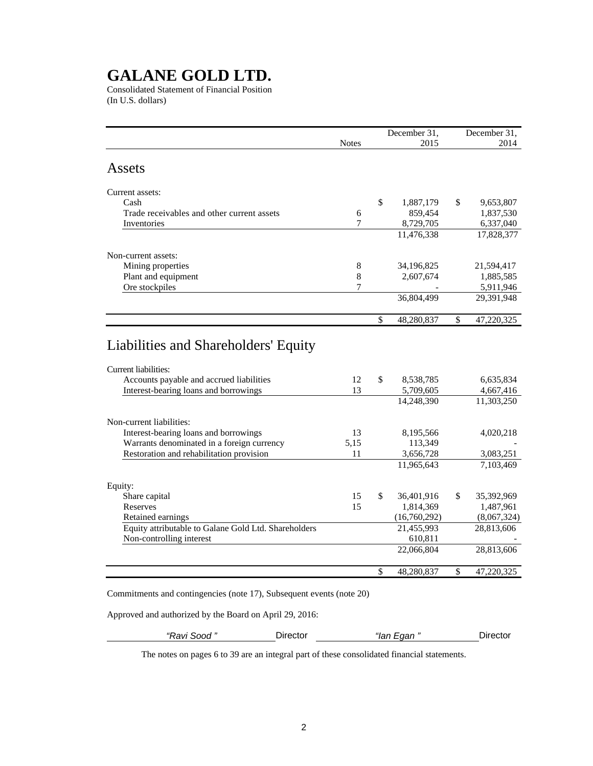# GALANE GOLD LTD.

Consolidated Statement of Financial Position
(In U.S. dollars)

| | Notes | December 31, 2015 | December 31, 2014 |
|---|---|---|---|
| **Assets** | | | |
| Current assets: | | | |
| Cash | | $ 1,887,179 | $ 9,653,807 |
| Trade receivables and other current assets | 6 | 859,454 | 1,837,530 |
| Inventories | 7 | 8,729,705 | 6,337,040 |
| | | 11,476,338 | 17,828,377 |
| Non-current assets: | | | |
| Mining properties | 8 | 34,196,825 | 21,594,417 |
| Plant and equipment | 8 | 2,607,674 | 1,885,585 |
| Ore stockpiles | 7 | - | 5,911,946 |
| | | 36,804,499 | 29,391,948 |
| | | $ 48,280,837 | $ 47,220,325 |
| **Liabilities and Shareholders' Equity** | | | |
| Current liabilities: | | | |
| Accounts payable and accrued liabilities | 12 | $ 8,538,785 | 6,635,834 |
| Interest-bearing loans and borrowings | 13 | 5,709,605 | 4,667,416 |
| | | 14,248,390 | 11,303,250 |
| Non-current liabilities: | | | |
| Interest-bearing loans and borrowings | 13 | 8,195,566 | 4,020,218 |
| Warrants denominated in a foreign currency | 5,15 | 113,349 | - |
| Restoration and rehabilitation provision | 11 | 3,656,728 | 3,083,251 |
| | | 11,965,643 | 7,103,469 |
| Equity: | | | |
| Share capital | 15 | $ 36,401,916 | $ 35,392,969 |
| Reserves | 15 | 1,814,369 | 1,487,961 |
| Retained earnings | | (16,760,292) | (8,067,324) |
| Equity attributable to Galane Gold Ltd. Shareholders | | 21,455,993 | 28,813,606 |
| Non-controlling interest | | 610,811 | - |
| | | 22,066,804 | 28,813,606 |
| | | $ 48,280,837 | $ 47,220,325 |

Commitments and contingencies (note 17), Subsequent events (note 20)

Approved and authorized by the Board on April 29, 2016:

*"Ravi Sood "* Director *"Ian Egan "* Director

The notes on pages 6 to 39 are an integral part of these consolidated financial statements.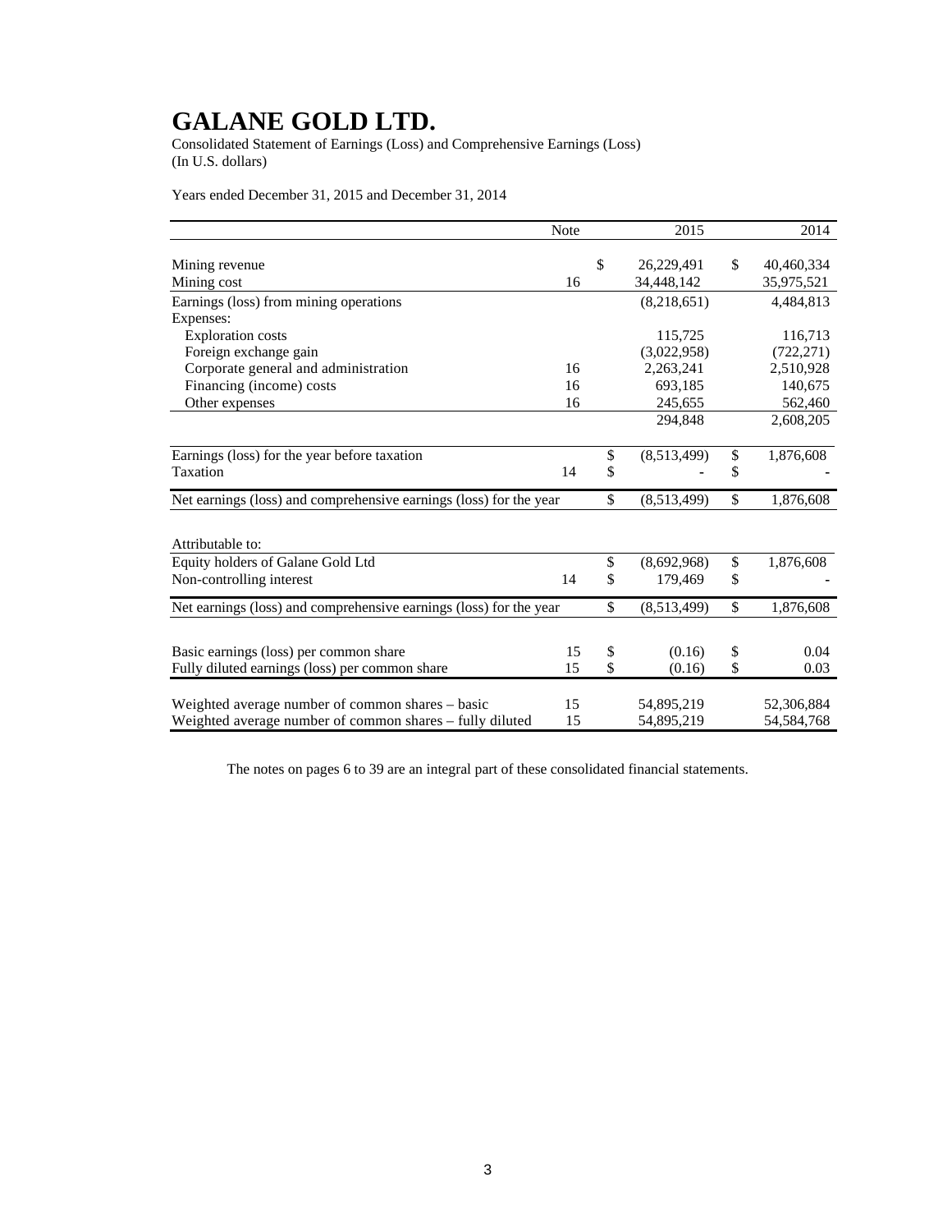# GALANE GOLD LTD.

Consolidated Statement of Earnings (Loss) and Comprehensive Earnings (Loss)
(In U.S. dollars)

Years ended December 31, 2015 and December 31, 2014

| | Note | 2015 | 2014 |
|---|---|---|---|
| Mining revenue | | $ 26,229,491 | $ 40,460,334 |
| Mining cost | 16 | 34,448,142 | 35,975,521 |
| Earnings (loss) from mining operations | | (8,218,651) | 4,484,813 |
| Expenses: | | | |
| Exploration costs | | 115,725 | 116,713 |
| Foreign exchange gain | | (3,022,958) | (722,271) |
| Corporate general and administration | 16 | 2,263,241 | 2,510,928 |
| Financing (income) costs | 16 | 693,185 | 140,675 |
| Other expenses | 16 | 245,655 | 562,460 |
| | | 294,848 | 2,608,205 |
| Earnings (loss) for the year before taxation | | $ (8,513,499) | $ 1,876,608 |
| Taxation | 14 | $ - | $ - |
| Net earnings (loss) and comprehensive earnings (loss) for the year | | $ (8,513,499) | $ 1,876,608 |
| Attributable to: | | | |
| Equity holders of Galane Gold Ltd | | $ (8,692,968) | $ 1,876,608 |
| Non-controlling interest | 14 | $ 179,469 | $ - |
| Net earnings (loss) and comprehensive earnings (loss) for the year | | $ (8,513,499) | $ 1,876,608 |
| Basic earnings (loss) per common share | 15 | $ (0.16) | $ 0.04 |
| Fully diluted earnings (loss) per common share | 15 | $ (0.16) | $ 0.03 |
| Weighted average number of common shares – basic | 15 | 54,895,219 | 52,306,884 |
| Weighted average number of common shares – fully diluted | 15 | 54,895,219 | 54,584,768 |

The notes on pages 6 to 39 are an integral part of these consolidated financial statements.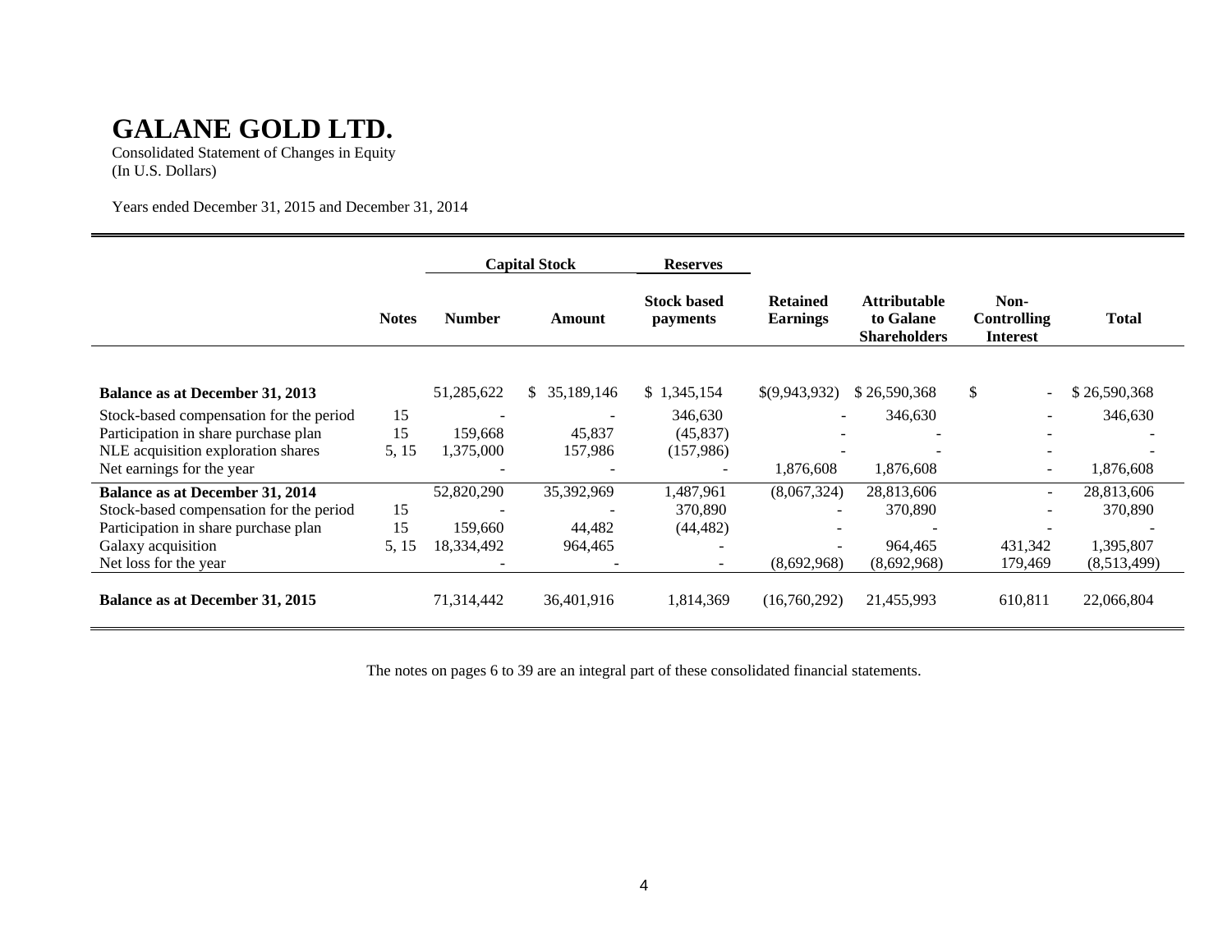# GALANE GOLD LTD.

Consolidated Statement of Changes in Equity
(In U.S. Dollars)

Years ended December 31, 2015 and December 31, 2014

| | | Capital Stock | | Reserves | | | | |
|---|---|---|---|---|---|---|---|---|
| | **Notes** | **Number** | **Amount** | **Stock based payments** | **Retained Earnings** | **Attributable to Galane Shareholders** | **Non-Controlling Interest** | **Total** |
| **Balance as at December 31, 2013** | | 51,285,622 | $ 35,189,146 | $ 1,345,154 | $(9,943,932) | $ 26,590,368 | $ - | $ 26,590,368 |
| Stock-based compensation for the period | 15 | - | - | 346,630 | - | 346,630 | - | 346,630 |
| Participation in share purchase plan | 15 | 159,668 | 45,837 | (45,837) | - | - | - | - |
| NLE acquisition exploration shares | 5, 15 | 1,375,000 | 157,986 | (157,986) | - | - | - | - |
| Net earnings for the year | | - | - | - | 1,876,608 | 1,876,608 | - | 1,876,608 |
| **Balance as at December 31, 2014** | | 52,820,290 | 35,392,969 | 1,487,961 | (8,067,324) | 28,813,606 | - | 28,813,606 |
| Stock-based compensation for the period | 15 | - | - | 370,890 | - | 370,890 | - | 370,890 |
| Participation in share purchase plan | 15 | 159,660 | 44,482 | (44,482) | - | - | - | - |
| Galaxy acquisition | 5, 15 | 18,334,492 | 964,465 | - | - | 964,465 | 431,342 | 1,395,807 |
| Net loss for the year | | - | - | - | (8,692,968) | (8,692,968) | 179,469 | (8,513,499) |
| **Balance as at December 31, 2015** | | 71,314,442 | 36,401,916 | 1,814,369 | (16,760,292) | 21,455,993 | 610,811 | 22,066,804 |

The notes on pages 6 to 39 are an integral part of these consolidated financial statements.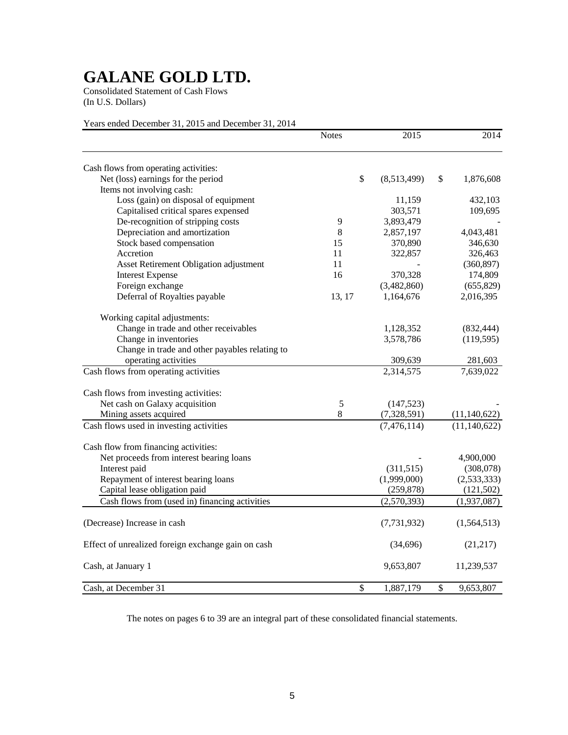# GALANE GOLD LTD.

Consolidated Statement of Cash Flows
(In U.S. Dollars)

Years ended December 31, 2015 and December 31, 2014

| | Notes | 2015 | 2014 |
|---|---|---|---|
| Cash flows from operating activities: | | | |
| Net (loss) earnings for the period | | $ (8,513,499) | $ 1,876,608 |
| Items not involving cash: | | | |
| Loss (gain) on disposal of equipment | | 11,159 | 432,103 |
| Capitalised critical spares expensed | | 303,571 | 109,695 |
| De-recognition of stripping costs | 9 | 3,893,479 | - |
| Depreciation and amortization | 8 | 2,857,197 | 4,043,481 |
| Stock based compensation | 15 | 370,890 | 346,630 |
| Accretion | 11 | 322,857 | 326,463 |
| Asset Retirement Obligation adjustment | 11 | - | (360,897) |
| Interest Expense | 16 | 370,328 | 174,809 |
| Foreign exchange | | (3,482,860) | (655,829) |
| Deferral of Royalties payable | 13, 17 | 1,164,676 | 2,016,395 |
| Working capital adjustments: | | | |
| Change in trade and other receivables | | 1,128,352 | (832,444) |
| Change in inventories | | 3,578,786 | (119,595) |
| Change in trade and other payables relating to operating activities | | 309,639 | 281,603 |
| Cash flows from operating activities | | 2,314,575 | 7,639,022 |
| Cash flows from investing activities: | | | |
| Net cash on Galaxy acquisition | 5 | (147,523) | - |
| Mining assets acquired | 8 | (7,328,591) | (11,140,622) |
| Cash flows used in investing activities | | (7,476,114) | (11,140,622) |
| Cash flow from financing activities: | | | |
| Net proceeds from interest bearing loans | | - | 4,900,000 |
| Interest paid | | (311,515) | (308,078) |
| Repayment of interest bearing loans | | (1,999,000) | (2,533,333) |
| Capital lease obligation paid | | (259,878) | (121,502) |
| Cash flows from (used in) financing activities | | (2,570,393) | (1,937,087) |
| (Decrease) Increase in cash | | (7,731,932) | (1,564,513) |
| Effect of unrealized foreign exchange gain on cash | | (34,696) | (21,217) |
| Cash, at January 1 | | 9,653,807 | 11,239,537 |
| Cash, at December 31 | | $ 1,887,179 | $ 9,653,807 |

The notes on pages 6 to 39 are an integral part of these consolidated financial statements.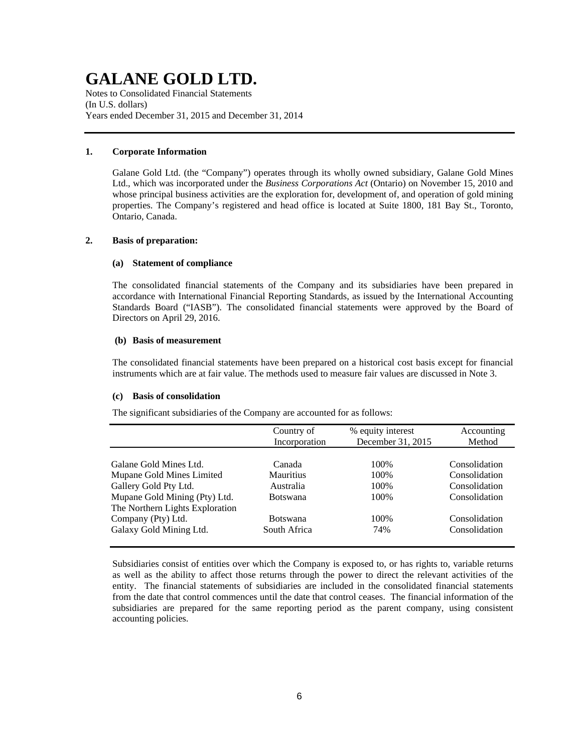# GALANE GOLD LTD.

Notes to Consolidated Financial Statements
(In U.S. dollars)
Years ended December 31, 2015 and December 31, 2014

**1. Corporate Information**

Galane Gold Ltd. (the "Company") operates through its wholly owned subsidiary, Galane Gold Mines Ltd., which was incorporated under the *Business Corporations Act* (Ontario) on November 15, 2010 and whose principal business activities are the exploration for, development of, and operation of gold mining properties. The Company's registered and head office is located at Suite 1800, 181 Bay St., Toronto, Ontario, Canada.

**2. Basis of preparation:**

**(a) Statement of compliance**

The consolidated financial statements of the Company and its subsidiaries have been prepared in accordance with International Financial Reporting Standards, as issued by the International Accounting Standards Board ("IASB"). The consolidated financial statements were approved by the Board of Directors on April 29, 2016.

**(b) Basis of measurement**

The consolidated financial statements have been prepared on a historical cost basis except for financial instruments which are at fair value. The methods used to measure fair values are discussed in Note 3.

**(c) Basis of consolidation**

The significant subsidiaries of the Company are accounted for as follows:

| | Country of Incorporation | % equity interest December 31, 2015 | Accounting Method |
|---|---|---|---|
| Galane Gold Mines Ltd. | Canada | 100% | Consolidation |
| Mupane Gold Mines Limited | Mauritius | 100% | Consolidation |
| Gallery Gold Pty Ltd. | Australia | 100% | Consolidation |
| Mupane Gold Mining (Pty) Ltd. | Botswana | 100% | Consolidation |
| The Northern Lights Exploration Company (Pty) Ltd. | Botswana | 100% | Consolidation |
| Galaxy Gold Mining Ltd. | South Africa | 74% | Consolidation |

Subsidiaries consist of entities over which the Company is exposed to, or has rights to, variable returns as well as the ability to affect those returns through the power to direct the relevant activities of the entity. The financial statements of subsidiaries are included in the consolidated financial statements from the date that control commences until the date that control ceases. The financial information of the subsidiaries are prepared for the same reporting period as the parent company, using consistent accounting policies.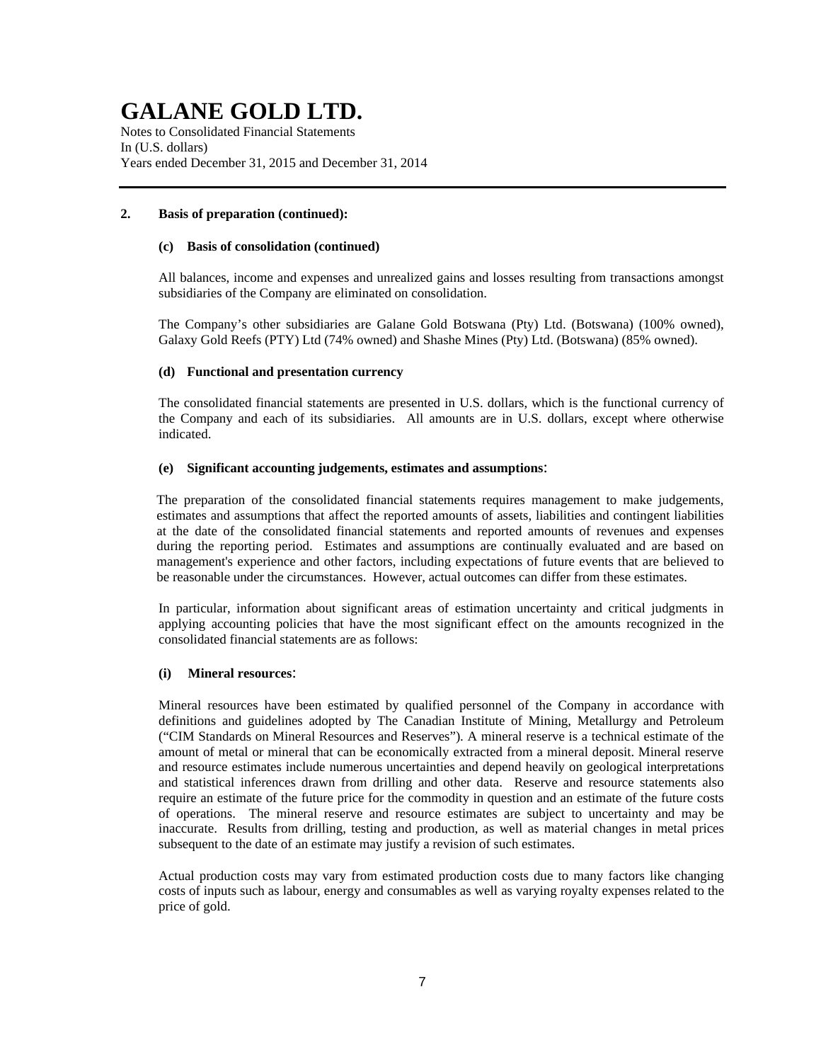# GALANE GOLD LTD.

Notes to Consolidated Financial Statements
In (U.S. dollars)
Years ended December 31, 2015 and December 31, 2014

## 2. Basis of preparation (continued):

### (c) Basis of consolidation (continued)

All balances, income and expenses and unrealized gains and losses resulting from transactions amongst subsidiaries of the Company are eliminated on consolidation.

The Company's other subsidiaries are Galane Gold Botswana (Pty) Ltd. (Botswana) (100% owned), Galaxy Gold Reefs (PTY) Ltd (74% owned) and Shashe Mines (Pty) Ltd. (Botswana) (85% owned).

### (d) Functional and presentation currency

The consolidated financial statements are presented in U.S. dollars, which is the functional currency of the Company and each of its subsidiaries. All amounts are in U.S. dollars, except where otherwise indicated.

### (e) Significant accounting judgements, estimates and assumptions:

The preparation of the consolidated financial statements requires management to make judgements, estimates and assumptions that affect the reported amounts of assets, liabilities and contingent liabilities at the date of the consolidated financial statements and reported amounts of revenues and expenses during the reporting period. Estimates and assumptions are continually evaluated and are based on management's experience and other factors, including expectations of future events that are believed to be reasonable under the circumstances. However, actual outcomes can differ from these estimates.

In particular, information about significant areas of estimation uncertainty and critical judgments in applying accounting policies that have the most significant effect on the amounts recognized in the consolidated financial statements are as follows:

#### (i) Mineral resources:

Mineral resources have been estimated by qualified personnel of the Company in accordance with definitions and guidelines adopted by The Canadian Institute of Mining, Metallurgy and Petroleum ("CIM Standards on Mineral Resources and Reserves"). A mineral reserve is a technical estimate of the amount of metal or mineral that can be economically extracted from a mineral deposit. Mineral reserve and resource estimates include numerous uncertainties and depend heavily on geological interpretations and statistical inferences drawn from drilling and other data. Reserve and resource statements also require an estimate of the future price for the commodity in question and an estimate of the future costs of operations. The mineral reserve and resource estimates are subject to uncertainty and may be inaccurate. Results from drilling, testing and production, as well as material changes in metal prices subsequent to the date of an estimate may justify a revision of such estimates.

Actual production costs may vary from estimated production costs due to many factors like changing costs of inputs such as labour, energy and consumables as well as varying royalty expenses related to the price of gold.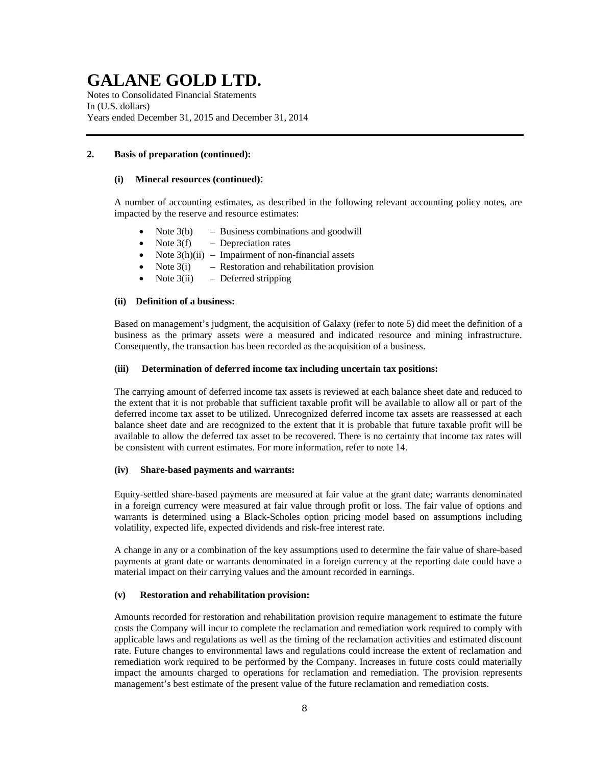# GALANE GOLD LTD.

Notes to Consolidated Financial Statements
In (U.S. dollars)
Years ended December 31, 2015 and December 31, 2014

## 2. Basis of preparation (continued):

### (i) Mineral resources (continued):

A number of accounting estimates, as described in the following relevant accounting policy notes, are impacted by the reserve and resource estimates:

- Note 3(b) – Business combinations and goodwill
- Note 3(f) – Depreciation rates
- Note 3(h)(ii) – Impairment of non-financial assets
- Note 3(i) – Restoration and rehabilitation provision
- Note 3(ii) – Deferred stripping

### (ii) Definition of a business:

Based on management's judgment, the acquisition of Galaxy (refer to note 5) did meet the definition of a business as the primary assets were a measured and indicated resource and mining infrastructure. Consequently, the transaction has been recorded as the acquisition of a business.

### (iii) Determination of deferred income tax including uncertain tax positions:

The carrying amount of deferred income tax assets is reviewed at each balance sheet date and reduced to the extent that it is not probable that sufficient taxable profit will be available to allow all or part of the deferred income tax asset to be utilized. Unrecognized deferred income tax assets are reassessed at each balance sheet date and are recognized to the extent that it is probable that future taxable profit will be available to allow the deferred tax asset to be recovered. There is no certainty that income tax rates will be consistent with current estimates. For more information, refer to note 14.

### (iv) Share-based payments and warrants:

Equity-settled share-based payments are measured at fair value at the grant date; warrants denominated in a foreign currency were measured at fair value through profit or loss. The fair value of options and warrants is determined using a Black-Scholes option pricing model based on assumptions including volatility, expected life, expected dividends and risk-free interest rate.

A change in any or a combination of the key assumptions used to determine the fair value of share-based payments at grant date or warrants denominated in a foreign currency at the reporting date could have a material impact on their carrying values and the amount recorded in earnings.

### (v) Restoration and rehabilitation provision:

Amounts recorded for restoration and rehabilitation provision require management to estimate the future costs the Company will incur to complete the reclamation and remediation work required to comply with applicable laws and regulations as well as the timing of the reclamation activities and estimated discount rate. Future changes to environmental laws and regulations could increase the extent of reclamation and remediation work required to be performed by the Company. Increases in future costs could materially impact the amounts charged to operations for reclamation and remediation. The provision represents management's best estimate of the present value of the future reclamation and remediation costs.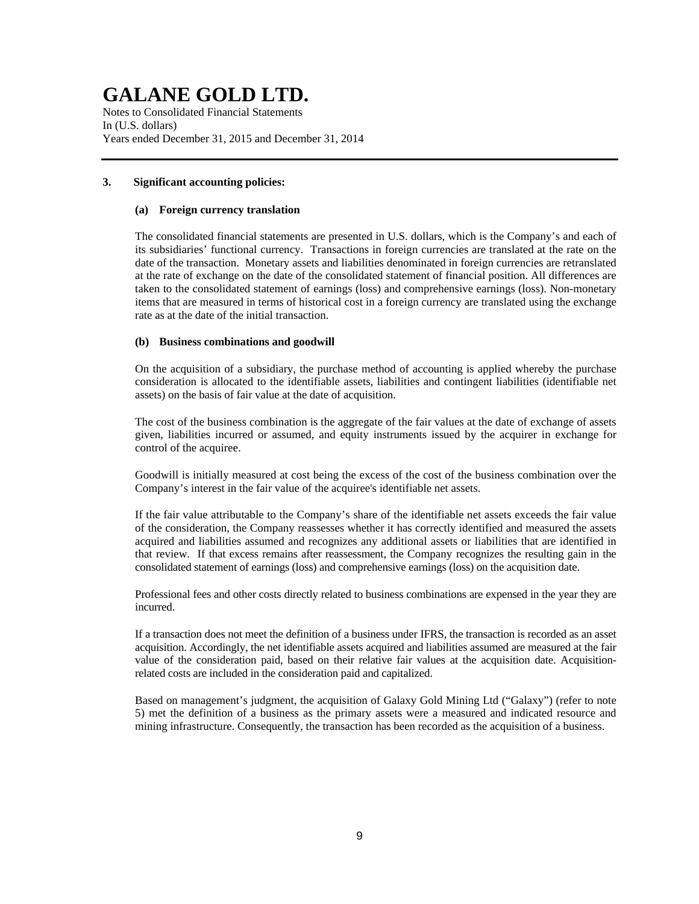# GALANE GOLD LTD.

Notes to Consolidated Financial Statements
In (U.S. dollars)
Years ended December 31, 2015 and December 31, 2014

## 3. Significant accounting policies:

### (a) Foreign currency translation

The consolidated financial statements are presented in U.S. dollars, which is the Company's and each of its subsidiaries' functional currency. Transactions in foreign currencies are translated at the rate on the date of the transaction. Monetary assets and liabilities denominated in foreign currencies are retranslated at the rate of exchange on the date of the consolidated statement of financial position. All differences are taken to the consolidated statement of earnings (loss) and comprehensive earnings (loss). Non-monetary items that are measured in terms of historical cost in a foreign currency are translated using the exchange rate as at the date of the initial transaction.

### (b) Business combinations and goodwill

On the acquisition of a subsidiary, the purchase method of accounting is applied whereby the purchase consideration is allocated to the identifiable assets, liabilities and contingent liabilities (identifiable net assets) on the basis of fair value at the date of acquisition.

The cost of the business combination is the aggregate of the fair values at the date of exchange of assets given, liabilities incurred or assumed, and equity instruments issued by the acquirer in exchange for control of the acquiree.

Goodwill is initially measured at cost being the excess of the cost of the business combination over the Company's interest in the fair value of the acquiree's identifiable net assets.

If the fair value attributable to the Company's share of the identifiable net assets exceeds the fair value of the consideration, the Company reassesses whether it has correctly identified and measured the assets acquired and liabilities assumed and recognizes any additional assets or liabilities that are identified in that review. If that excess remains after reassessment, the Company recognizes the resulting gain in the consolidated statement of earnings (loss) and comprehensive earnings (loss) on the acquisition date.

Professional fees and other costs directly related to business combinations are expensed in the year they are incurred.

If a transaction does not meet the definition of a business under IFRS, the transaction is recorded as an asset acquisition. Accordingly, the net identifiable assets acquired and liabilities assumed are measured at the fair value of the consideration paid, based on their relative fair values at the acquisition date. Acquisition-related costs are included in the consideration paid and capitalized.

Based on management's judgment, the acquisition of Galaxy Gold Mining Ltd ("Galaxy") (refer to note 5) met the definition of a business as the primary assets were a measured and indicated resource and mining infrastructure. Consequently, the transaction has been recorded as the acquisition of a business.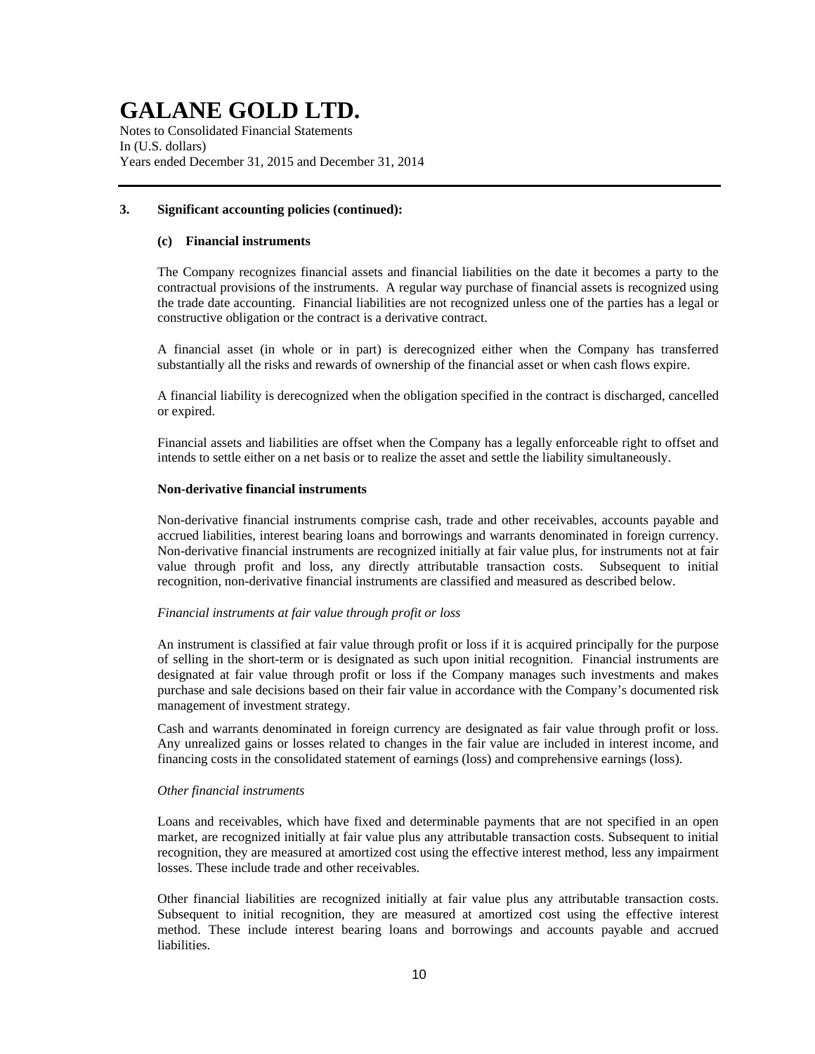# GALANE GOLD LTD.

Notes to Consolidated Financial Statements
In (U.S. dollars)
Years ended December 31, 2015 and December 31, 2014

---

**3. Significant accounting policies (continued):**

**(c) Financial instruments**

The Company recognizes financial assets and financial liabilities on the date it becomes a party to the contractual provisions of the instruments. A regular way purchase of financial assets is recognized using the trade date accounting. Financial liabilities are not recognized unless one of the parties has a legal or constructive obligation or the contract is a derivative contract.

A financial asset (in whole or in part) is derecognized either when the Company has transferred substantially all the risks and rewards of ownership of the financial asset or when cash flows expire.

A financial liability is derecognized when the obligation specified in the contract is discharged, cancelled or expired.

Financial assets and liabilities are offset when the Company has a legally enforceable right to offset and intends to settle either on a net basis or to realize the asset and settle the liability simultaneously.

**Non-derivative financial instruments**

Non-derivative financial instruments comprise cash, trade and other receivables, accounts payable and accrued liabilities, interest bearing loans and borrowings and warrants denominated in foreign currency. Non-derivative financial instruments are recognized initially at fair value plus, for instruments not at fair value through profit and loss, any directly attributable transaction costs. Subsequent to initial recognition, non-derivative financial instruments are classified and measured as described below.

*Financial instruments at fair value through profit or loss*

An instrument is classified at fair value through profit or loss if it is acquired principally for the purpose of selling in the short-term or is designated as such upon initial recognition. Financial instruments are designated at fair value through profit or loss if the Company manages such investments and makes purchase and sale decisions based on their fair value in accordance with the Company's documented risk management of investment strategy.

Cash and warrants denominated in foreign currency are designated as fair value through profit or loss. Any unrealized gains or losses related to changes in the fair value are included in interest income, and financing costs in the consolidated statement of earnings (loss) and comprehensive earnings (loss).

*Other financial instruments*

Loans and receivables, which have fixed and determinable payments that are not specified in an open market, are recognized initially at fair value plus any attributable transaction costs. Subsequent to initial recognition, they are measured at amortized cost using the effective interest method, less any impairment losses. These include trade and other receivables.

Other financial liabilities are recognized initially at fair value plus any attributable transaction costs. Subsequent to initial recognition, they are measured at amortized cost using the effective interest method. These include interest bearing loans and borrowings and accounts payable and accrued liabilities.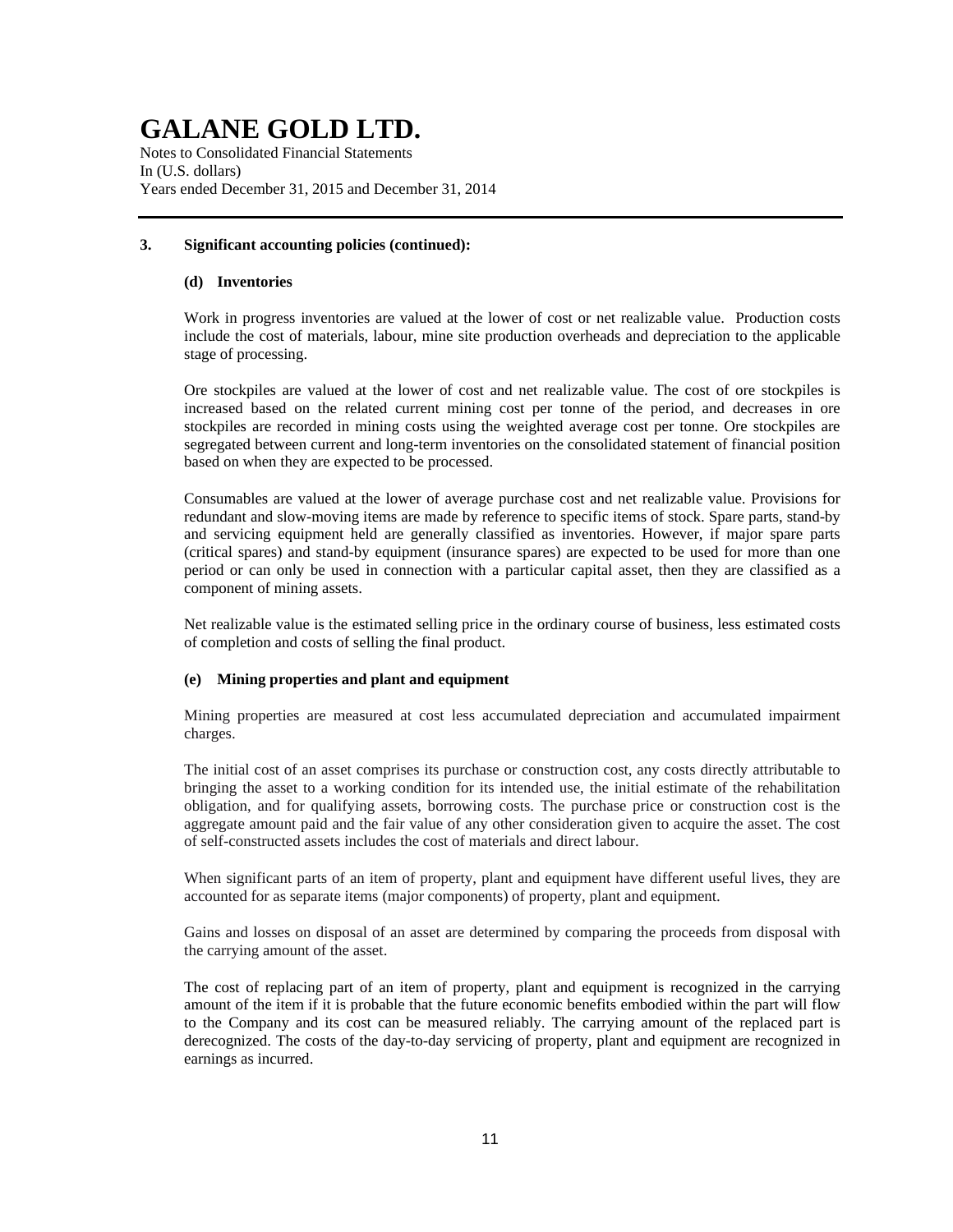### 3. Significant accounting policies (continued):

#### (d) Inventories

Work in progress inventories are valued at the lower of cost or net realizable value. Production costs include the cost of materials, labour, mine site production overheads and depreciation to the applicable stage of processing.

Ore stockpiles are valued at the lower of cost and net realizable value. The cost of ore stockpiles is increased based on the related current mining cost per tonne of the period, and decreases in ore stockpiles are recorded in mining costs using the weighted average cost per tonne. Ore stockpiles are segregated between current and long-term inventories on the consolidated statement of financial position based on when they are expected to be processed.

Consumables are valued at the lower of average purchase cost and net realizable value. Provisions for redundant and slow-moving items are made by reference to specific items of stock. Spare parts, stand-by and servicing equipment held are generally classified as inventories. However, if major spare parts (critical spares) and stand-by equipment (insurance spares) are expected to be used for more than one period or can only be used in connection with a particular capital asset, then they are classified as a component of mining assets.

Net realizable value is the estimated selling price in the ordinary course of business, less estimated costs of completion and costs of selling the final product.

#### (e) Mining properties and plant and equipment

Mining properties are measured at cost less accumulated depreciation and accumulated impairment charges.

The initial cost of an asset comprises its purchase or construction cost, any costs directly attributable to bringing the asset to a working condition for its intended use, the initial estimate of the rehabilitation obligation, and for qualifying assets, borrowing costs. The purchase price or construction cost is the aggregate amount paid and the fair value of any other consideration given to acquire the asset. The cost of self-constructed assets includes the cost of materials and direct labour.

When significant parts of an item of property, plant and equipment have different useful lives, they are accounted for as separate items (major components) of property, plant and equipment.

Gains and losses on disposal of an asset are determined by comparing the proceeds from disposal with the carrying amount of the asset.

The cost of replacing part of an item of property, plant and equipment is recognized in the carrying amount of the item if it is probable that the future economic benefits embodied within the part will flow to the Company and its cost can be measured reliably. The carrying amount of the replaced part is derecognized. The costs of the day-to-day servicing of property, plant and equipment are recognized in earnings as incurred.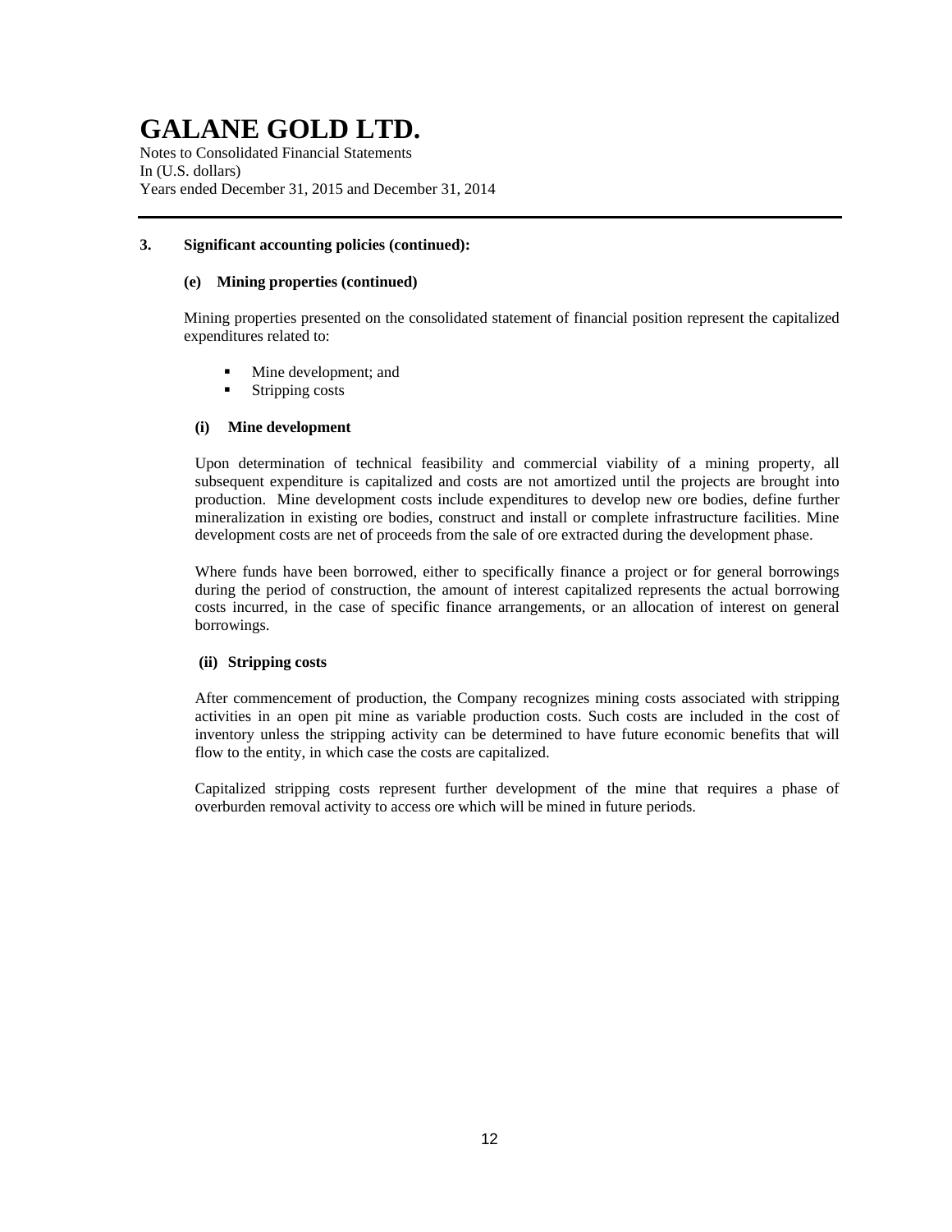### 3. Significant accounting policies (continued):

#### (e) Mining properties (continued)

Mining properties presented on the consolidated statement of financial position represent the capitalized expenditures related to:

- Mine development; and
- Stripping costs

##### (i) Mine development

Upon determination of technical feasibility and commercial viability of a mining property, all subsequent expenditure is capitalized and costs are not amortized until the projects are brought into production. Mine development costs include expenditures to develop new ore bodies, define further mineralization in existing ore bodies, construct and install or complete infrastructure facilities. Mine development costs are net of proceeds from the sale of ore extracted during the development phase.

Where funds have been borrowed, either to specifically finance a project or for general borrowings during the period of construction, the amount of interest capitalized represents the actual borrowing costs incurred, in the case of specific finance arrangements, or an allocation of interest on general borrowings.

##### (ii) Stripping costs

After commencement of production, the Company recognizes mining costs associated with stripping activities in an open pit mine as variable production costs. Such costs are included in the cost of inventory unless the stripping activity can be determined to have future economic benefits that will flow to the entity, in which case the costs are capitalized.

Capitalized stripping costs represent further development of the mine that requires a phase of overburden removal activity to access ore which will be mined in future periods.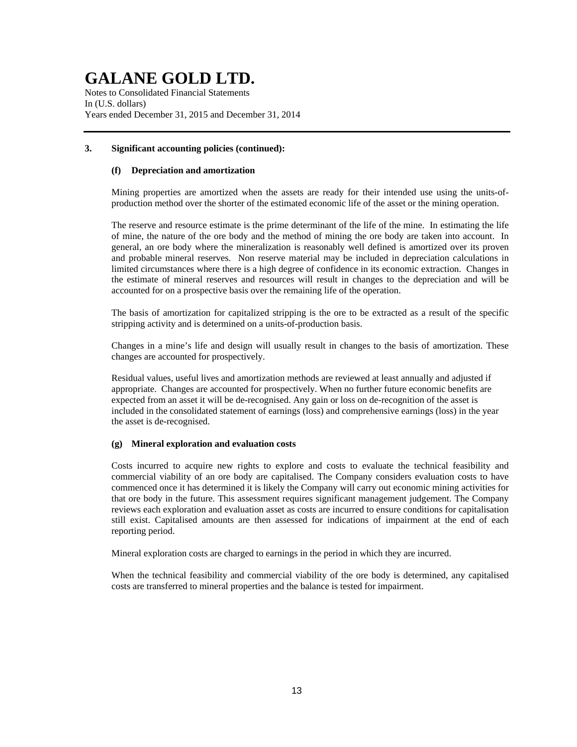### 3. Significant accounting policies (continued):

#### (f) Depreciation and amortization

Mining properties are amortized when the assets are ready for their intended use using the units-of-production method over the shorter of the estimated economic life of the asset or the mining operation.

The reserve and resource estimate is the prime determinant of the life of the mine. In estimating the life of mine, the nature of the ore body and the method of mining the ore body are taken into account. In general, an ore body where the mineralization is reasonably well defined is amortized over its proven and probable mineral reserves. Non reserve material may be included in depreciation calculations in limited circumstances where there is a high degree of confidence in its economic extraction. Changes in the estimate of mineral reserves and resources will result in changes to the depreciation and will be accounted for on a prospective basis over the remaining life of the operation.

The basis of amortization for capitalized stripping is the ore to be extracted as a result of the specific stripping activity and is determined on a units-of-production basis.

Changes in a mine's life and design will usually result in changes to the basis of amortization. These changes are accounted for prospectively.

Residual values, useful lives and amortization methods are reviewed at least annually and adjusted if appropriate. Changes are accounted for prospectively. When no further future economic benefits are expected from an asset it will be de-recognised. Any gain or loss on de-recognition of the asset is included in the consolidated statement of earnings (loss) and comprehensive earnings (loss) in the year the asset is de-recognised.

#### (g) Mineral exploration and evaluation costs

Costs incurred to acquire new rights to explore and costs to evaluate the technical feasibility and commercial viability of an ore body are capitalised. The Company considers evaluation costs to have commenced once it has determined it is likely the Company will carry out economic mining activities for that ore body in the future. This assessment requires significant management judgement. The Company reviews each exploration and evaluation asset as costs are incurred to ensure conditions for capitalisation still exist. Capitalised amounts are then assessed for indications of impairment at the end of each reporting period.

Mineral exploration costs are charged to earnings in the period in which they are incurred.

When the technical feasibility and commercial viability of the ore body is determined, any capitalised costs are transferred to mineral properties and the balance is tested for impairment.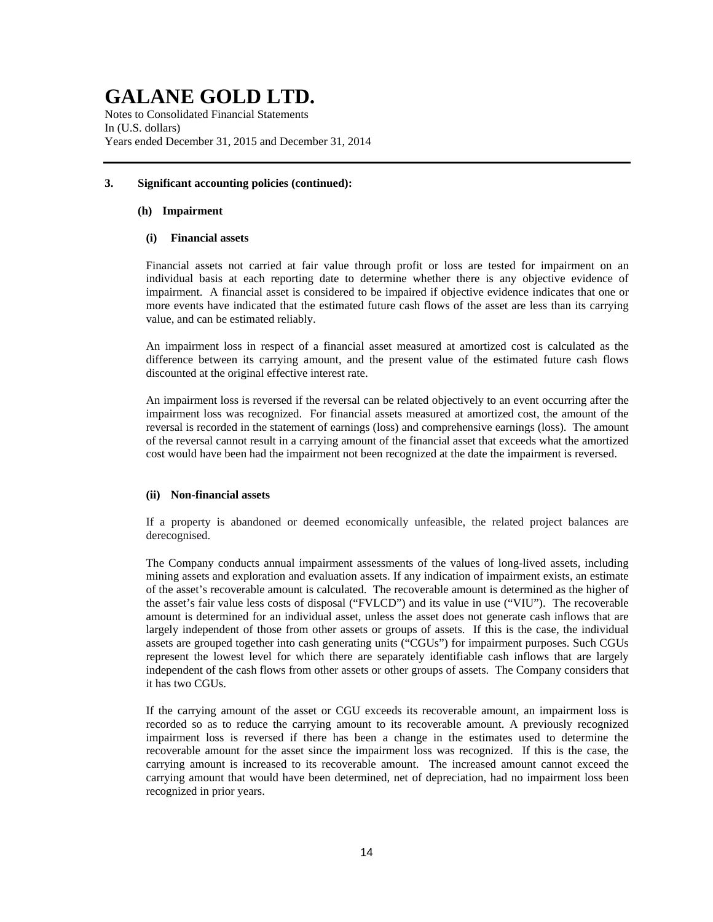### 3. Significant accounting policies (continued):

#### (h) Impairment

##### (i) Financial assets

Financial assets not carried at fair value through profit or loss are tested for impairment on an individual basis at each reporting date to determine whether there is any objective evidence of impairment. A financial asset is considered to be impaired if objective evidence indicates that one or more events have indicated that the estimated future cash flows of the asset are less than its carrying value, and can be estimated reliably.

An impairment loss in respect of a financial asset measured at amortized cost is calculated as the difference between its carrying amount, and the present value of the estimated future cash flows discounted at the original effective interest rate.

An impairment loss is reversed if the reversal can be related objectively to an event occurring after the impairment loss was recognized. For financial assets measured at amortized cost, the amount of the reversal is recorded in the statement of earnings (loss) and comprehensive earnings (loss). The amount of the reversal cannot result in a carrying amount of the financial asset that exceeds what the amortized cost would have been had the impairment not been recognized at the date the impairment is reversed.

##### (ii) Non-financial assets

If a property is abandoned or deemed economically unfeasible, the related project balances are derecognised.

The Company conducts annual impairment assessments of the values of long-lived assets, including mining assets and exploration and evaluation assets. If any indication of impairment exists, an estimate of the asset's recoverable amount is calculated. The recoverable amount is determined as the higher of the asset's fair value less costs of disposal ("FVLCD") and its value in use ("VIU"). The recoverable amount is determined for an individual asset, unless the asset does not generate cash inflows that are largely independent of those from other assets or groups of assets. If this is the case, the individual assets are grouped together into cash generating units ("CGUs") for impairment purposes. Such CGUs represent the lowest level for which there are separately identifiable cash inflows that are largely independent of the cash flows from other assets or other groups of assets. The Company considers that it has two CGUs.

If the carrying amount of the asset or CGU exceeds its recoverable amount, an impairment loss is recorded so as to reduce the carrying amount to its recoverable amount. A previously recognized impairment loss is reversed if there has been a change in the estimates used to determine the recoverable amount for the asset since the impairment loss was recognized. If this is the case, the carrying amount is increased to its recoverable amount. The increased amount cannot exceed the carrying amount that would have been determined, net of depreciation, had no impairment loss been recognized in prior years.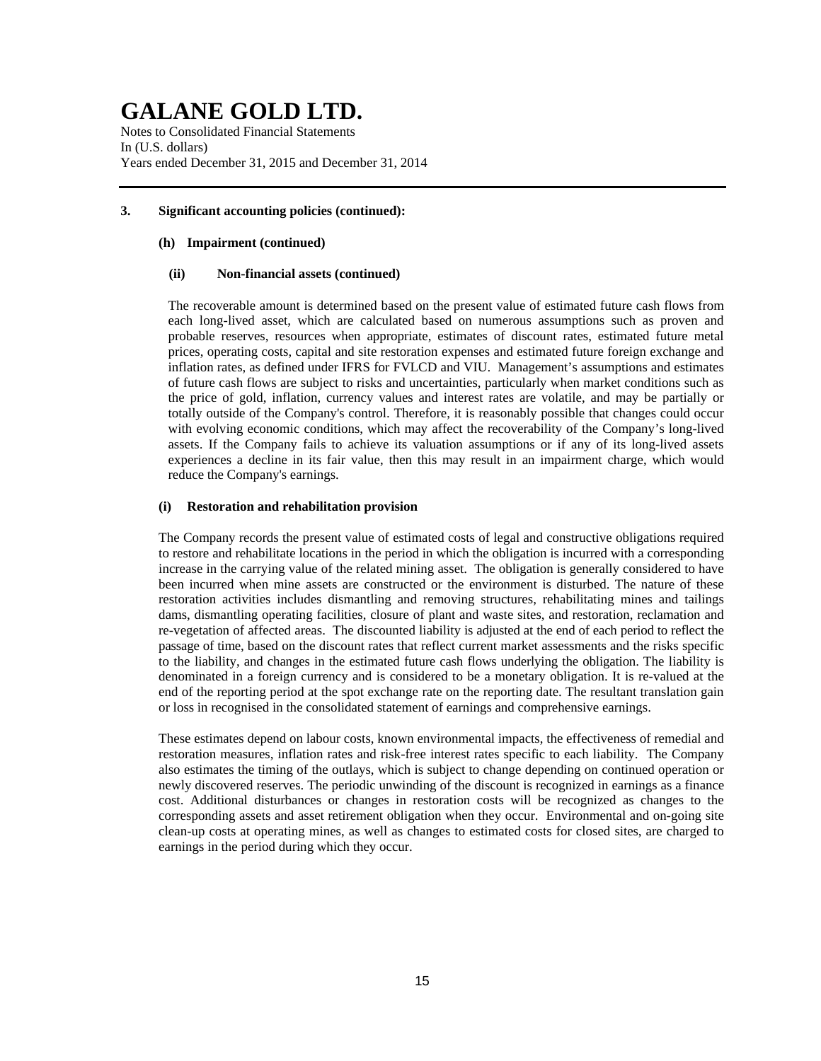### 3. Significant accounting policies (continued):

#### (h) Impairment (continued)

##### (ii) Non-financial assets (continued)

The recoverable amount is determined based on the present value of estimated future cash flows from each long-lived asset, which are calculated based on numerous assumptions such as proven and probable reserves, resources when appropriate, estimates of discount rates, estimated future metal prices, operating costs, capital and site restoration expenses and estimated future foreign exchange and inflation rates, as defined under IFRS for FVLCD and VIU. Management's assumptions and estimates of future cash flows are subject to risks and uncertainties, particularly when market conditions such as the price of gold, inflation, currency values and interest rates are volatile, and may be partially or totally outside of the Company's control. Therefore, it is reasonably possible that changes could occur with evolving economic conditions, which may affect the recoverability of the Company's long-lived assets. If the Company fails to achieve its valuation assumptions or if any of its long-lived assets experiences a decline in its fair value, then this may result in an impairment charge, which would reduce the Company's earnings.

#### (i) Restoration and rehabilitation provision

The Company records the present value of estimated costs of legal and constructive obligations required to restore and rehabilitate locations in the period in which the obligation is incurred with a corresponding increase in the carrying value of the related mining asset. The obligation is generally considered to have been incurred when mine assets are constructed or the environment is disturbed. The nature of these restoration activities includes dismantling and removing structures, rehabilitating mines and tailings dams, dismantling operating facilities, closure of plant and waste sites, and restoration, reclamation and re-vegetation of affected areas. The discounted liability is adjusted at the end of each period to reflect the passage of time, based on the discount rates that reflect current market assessments and the risks specific to the liability, and changes in the estimated future cash flows underlying the obligation. The liability is denominated in a foreign currency and is considered to be a monetary obligation. It is re-valued at the end of the reporting period at the spot exchange rate on the reporting date. The resultant translation gain or loss in recognised in the consolidated statement of earnings and comprehensive earnings.

These estimates depend on labour costs, known environmental impacts, the effectiveness of remedial and restoration measures, inflation rates and risk-free interest rates specific to each liability. The Company also estimates the timing of the outlays, which is subject to change depending on continued operation or newly discovered reserves. The periodic unwinding of the discount is recognized in earnings as a finance cost. Additional disturbances or changes in restoration costs will be recognized as changes to the corresponding assets and asset retirement obligation when they occur. Environmental and on-going site clean-up costs at operating mines, as well as changes to estimated costs for closed sites, are charged to earnings in the period during which they occur.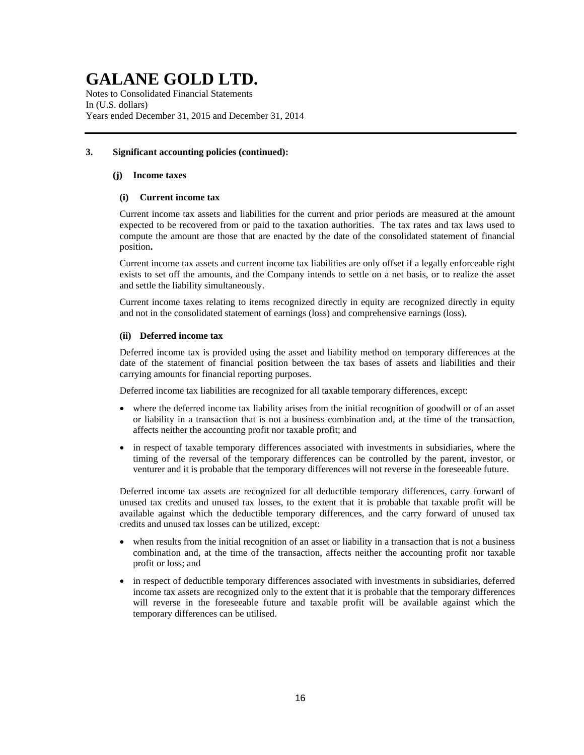### 3. Significant accounting policies (continued):

#### (j) Income taxes

##### (i) Current income tax

Current income tax assets and liabilities for the current and prior periods are measured at the amount expected to be recovered from or paid to the taxation authorities. The tax rates and tax laws used to compute the amount are those that are enacted by the date of the consolidated statement of financial position**.**

Current income tax assets and current income tax liabilities are only offset if a legally enforceable right exists to set off the amounts, and the Company intends to settle on a net basis, or to realize the asset and settle the liability simultaneously.

Current income taxes relating to items recognized directly in equity are recognized directly in equity and not in the consolidated statement of earnings (loss) and comprehensive earnings (loss).

##### (ii) Deferred income tax

Deferred income tax is provided using the asset and liability method on temporary differences at the date of the statement of financial position between the tax bases of assets and liabilities and their carrying amounts for financial reporting purposes.

Deferred income tax liabilities are recognized for all taxable temporary differences, except:

- where the deferred income tax liability arises from the initial recognition of goodwill or of an asset or liability in a transaction that is not a business combination and, at the time of the transaction, affects neither the accounting profit nor taxable profit; and
- in respect of taxable temporary differences associated with investments in subsidiaries, where the timing of the reversal of the temporary differences can be controlled by the parent, investor, or venturer and it is probable that the temporary differences will not reverse in the foreseeable future.

Deferred income tax assets are recognized for all deductible temporary differences, carry forward of unused tax credits and unused tax losses, to the extent that it is probable that taxable profit will be available against which the deductible temporary differences, and the carry forward of unused tax credits and unused tax losses can be utilized, except:

- when results from the initial recognition of an asset or liability in a transaction that is not a business combination and, at the time of the transaction, affects neither the accounting profit nor taxable profit or loss; and
- in respect of deductible temporary differences associated with investments in subsidiaries, deferred income tax assets are recognized only to the extent that it is probable that the temporary differences will reverse in the foreseeable future and taxable profit will be available against which the temporary differences can be utilised.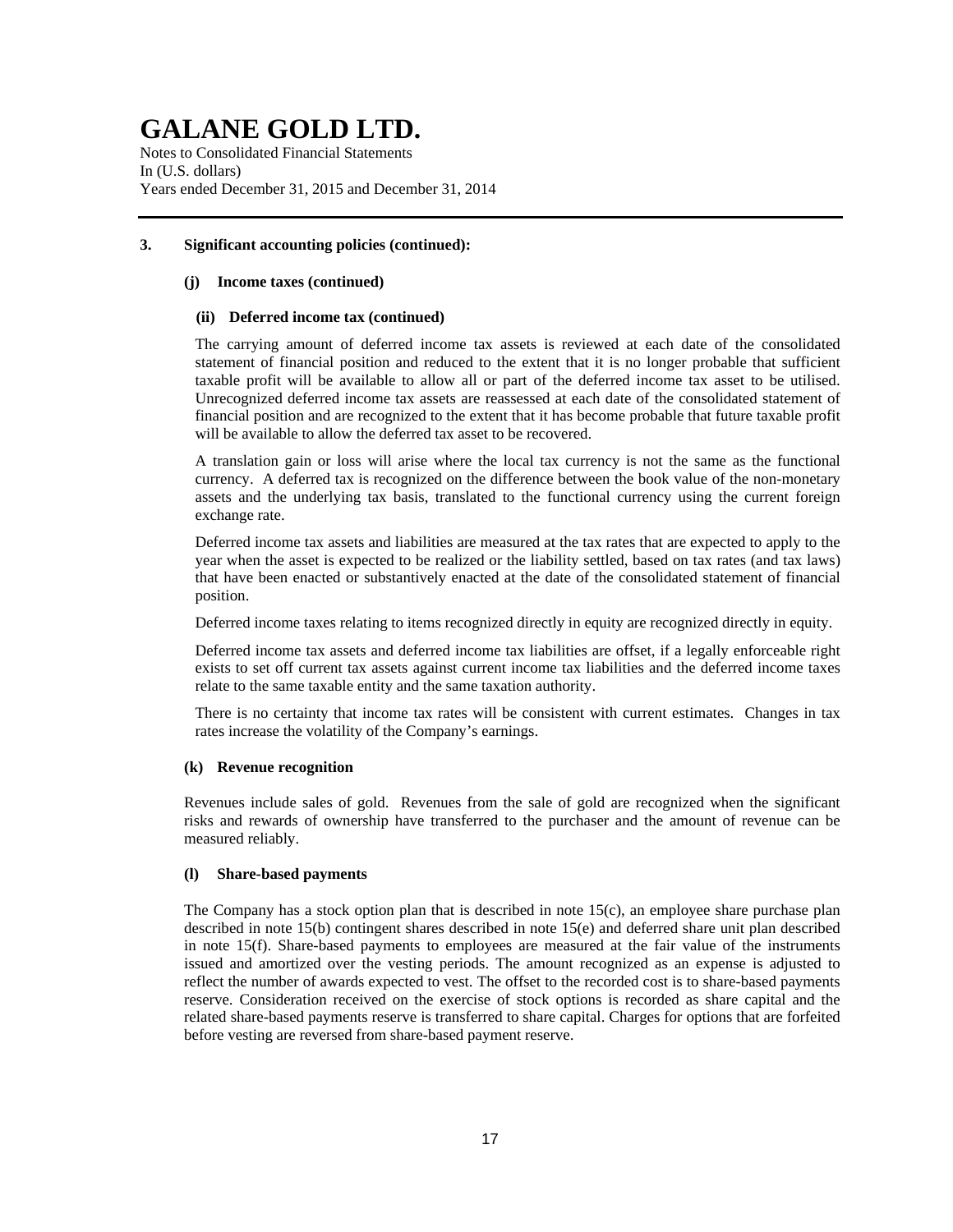### 3. Significant accounting policies (continued):

#### (j) Income taxes (continued)

##### (ii) Deferred income tax (continued)

The carrying amount of deferred income tax assets is reviewed at each date of the consolidated statement of financial position and reduced to the extent that it is no longer probable that sufficient taxable profit will be available to allow all or part of the deferred income tax asset to be utilised. Unrecognized deferred income tax assets are reassessed at each date of the consolidated statement of financial position and are recognized to the extent that it has become probable that future taxable profit will be available to allow the deferred tax asset to be recovered.

A translation gain or loss will arise where the local tax currency is not the same as the functional currency. A deferred tax is recognized on the difference between the book value of the non-monetary assets and the underlying tax basis, translated to the functional currency using the current foreign exchange rate.

Deferred income tax assets and liabilities are measured at the tax rates that are expected to apply to the year when the asset is expected to be realized or the liability settled, based on tax rates (and tax laws) that have been enacted or substantively enacted at the date of the consolidated statement of financial position.

Deferred income taxes relating to items recognized directly in equity are recognized directly in equity.

Deferred income tax assets and deferred income tax liabilities are offset, if a legally enforceable right exists to set off current tax assets against current income tax liabilities and the deferred income taxes relate to the same taxable entity and the same taxation authority.

There is no certainty that income tax rates will be consistent with current estimates. Changes in tax rates increase the volatility of the Company's earnings.

#### (k) Revenue recognition

Revenues include sales of gold. Revenues from the sale of gold are recognized when the significant risks and rewards of ownership have transferred to the purchaser and the amount of revenue can be measured reliably.

#### (l) Share-based payments

The Company has a stock option plan that is described in note 15(c), an employee share purchase plan described in note 15(b) contingent shares described in note 15(e) and deferred share unit plan described in note 15(f). Share-based payments to employees are measured at the fair value of the instruments issued and amortized over the vesting periods. The amount recognized as an expense is adjusted to reflect the number of awards expected to vest. The offset to the recorded cost is to share-based payments reserve. Consideration received on the exercise of stock options is recorded as share capital and the related share-based payments reserve is transferred to share capital. Charges for options that are forfeited before vesting are reversed from share-based payment reserve.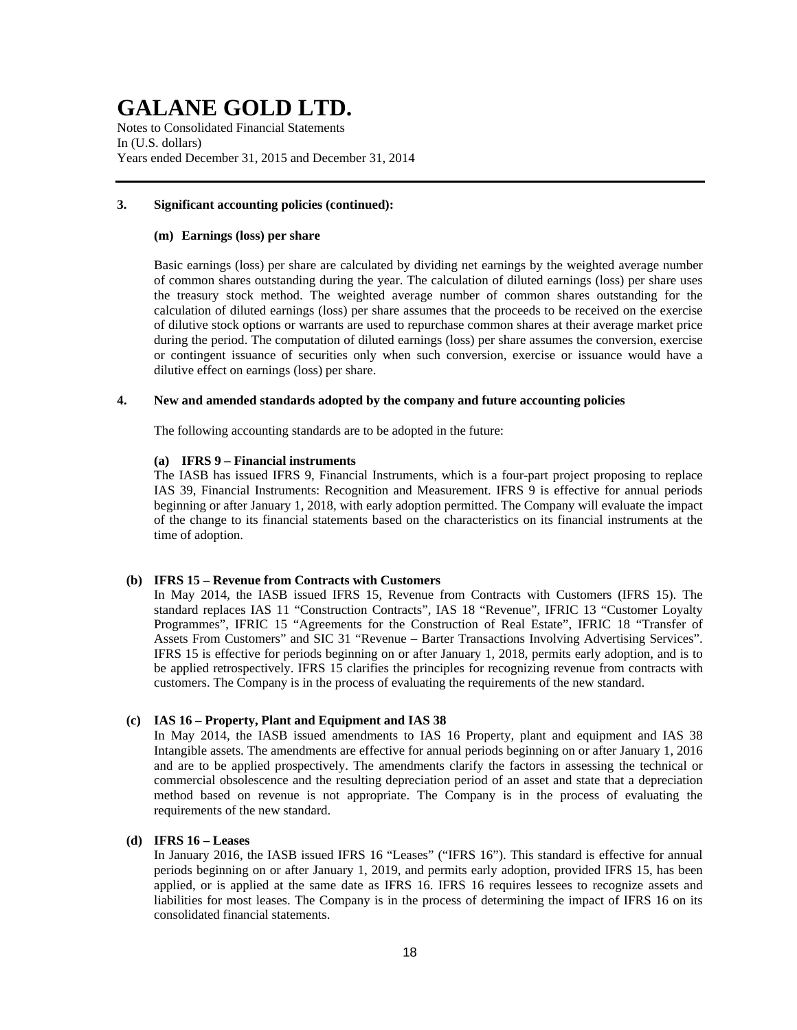# GALANE GOLD LTD.

Notes to Consolidated Financial Statements
In (U.S. dollars)
Years ended December 31, 2015 and December 31, 2014

### 3. Significant accounting policies (continued):

#### (m) Earnings (loss) per share

Basic earnings (loss) per share are calculated by dividing net earnings by the weighted average number of common shares outstanding during the year. The calculation of diluted earnings (loss) per share uses the treasury stock method. The weighted average number of common shares outstanding for the calculation of diluted earnings (loss) per share assumes that the proceeds to be received on the exercise of dilutive stock options or warrants are used to repurchase common shares at their average market price during the period. The computation of diluted earnings (loss) per share assumes the conversion, exercise or contingent issuance of securities only when such conversion, exercise or issuance would have a dilutive effect on earnings (loss) per share.

### 4. New and amended standards adopted by the company and future accounting policies

The following accounting standards are to be adopted in the future:

#### (a) IFRS 9 – Financial instruments

The IASB has issued IFRS 9, Financial Instruments, which is a four-part project proposing to replace IAS 39, Financial Instruments: Recognition and Measurement. IFRS 9 is effective for annual periods beginning or after January 1, 2018, with early adoption permitted. The Company will evaluate the impact of the change to its financial statements based on the characteristics on its financial instruments at the time of adoption.

#### (b) IFRS 15 – Revenue from Contracts with Customers

In May 2014, the IASB issued IFRS 15, Revenue from Contracts with Customers (IFRS 15). The standard replaces IAS 11 "Construction Contracts", IAS 18 "Revenue", IFRIC 13 "Customer Loyalty Programmes", IFRIC 15 "Agreements for the Construction of Real Estate", IFRIC 18 "Transfer of Assets From Customers" and SIC 31 "Revenue – Barter Transactions Involving Advertising Services". IFRS 15 is effective for periods beginning on or after January 1, 2018, permits early adoption, and is to be applied retrospectively. IFRS 15 clarifies the principles for recognizing revenue from contracts with customers. The Company is in the process of evaluating the requirements of the new standard.

#### (c) IAS 16 – Property, Plant and Equipment and IAS 38

In May 2014, the IASB issued amendments to IAS 16 Property, plant and equipment and IAS 38 Intangible assets. The amendments are effective for annual periods beginning on or after January 1, 2016 and are to be applied prospectively. The amendments clarify the factors in assessing the technical or commercial obsolescence and the resulting depreciation period of an asset and state that a depreciation method based on revenue is not appropriate. The Company is in the process of evaluating the requirements of the new standard.

#### (d) IFRS 16 – Leases

In January 2016, the IASB issued IFRS 16 "Leases" ("IFRS 16"). This standard is effective for annual periods beginning on or after January 1, 2019, and permits early adoption, provided IFRS 15, has been applied, or is applied at the same date as IFRS 16. IFRS 16 requires lessees to recognize assets and liabilities for most leases. The Company is in the process of determining the impact of IFRS 16 on its consolidated financial statements.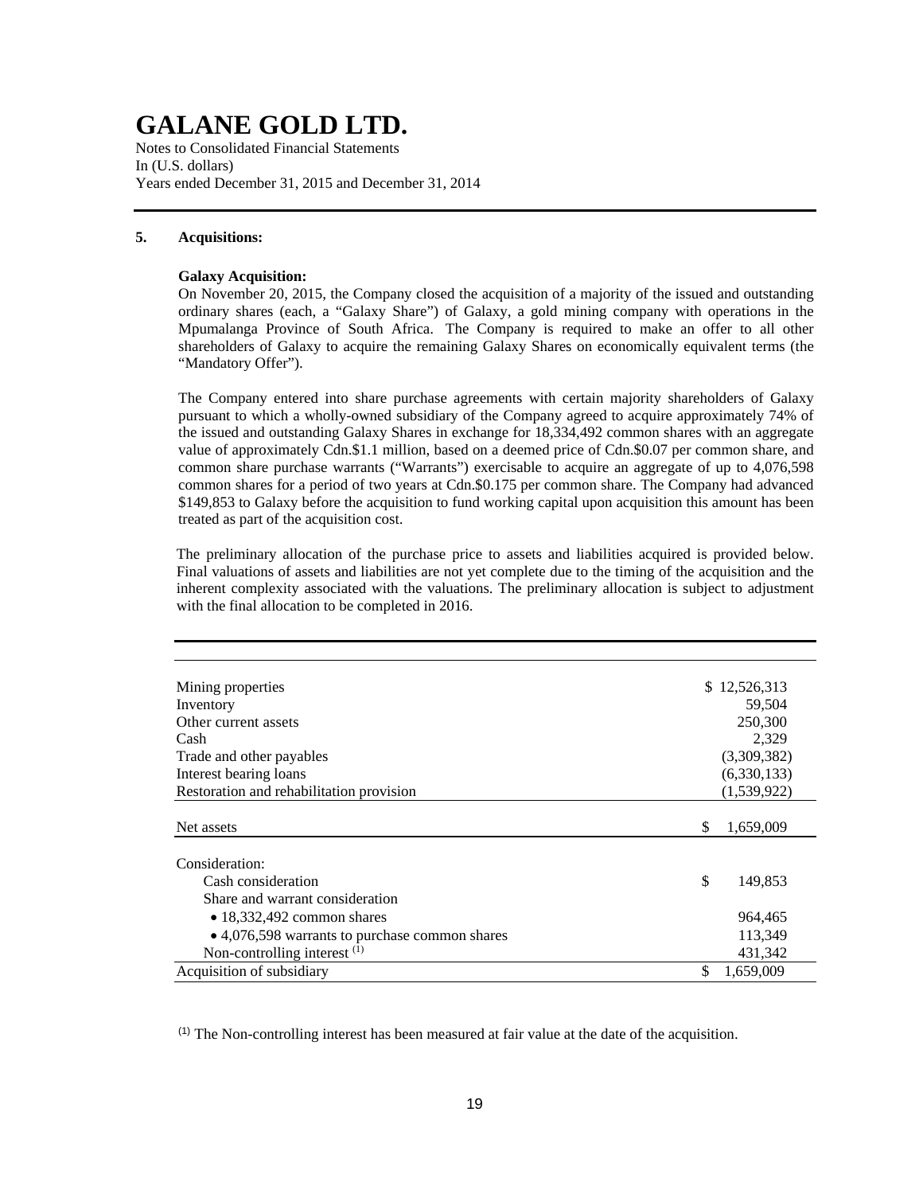# GALANE GOLD LTD.

Notes to Consolidated Financial Statements
In (U.S. dollars)
Years ended December 31, 2015 and December 31, 2014

## 5. Acquisitions:

**Galaxy Acquisition:**

On November 20, 2015, the Company closed the acquisition of a majority of the issued and outstanding ordinary shares (each, a "Galaxy Share") of Galaxy, a gold mining company with operations in the Mpumalanga Province of South Africa. The Company is required to make an offer to all other shareholders of Galaxy to acquire the remaining Galaxy Shares on economically equivalent terms (the "Mandatory Offer").

The Company entered into share purchase agreements with certain majority shareholders of Galaxy pursuant to which a wholly-owned subsidiary of the Company agreed to acquire approximately 74% of the issued and outstanding Galaxy Shares in exchange for 18,334,492 common shares with an aggregate value of approximately Cdn.$1.1 million, based on a deemed price of Cdn.$0.07 per common share, and common share purchase warrants ("Warrants") exercisable to acquire an aggregate of up to 4,076,598 common shares for a period of two years at Cdn.$0.175 per common share. The Company had advanced $149,853 to Galaxy before the acquisition to fund working capital upon acquisition this amount has been treated as part of the acquisition cost.

The preliminary allocation of the purchase price to assets and liabilities acquired is provided below. Final valuations of assets and liabilities are not yet complete due to the timing of the acquisition and the inherent complexity associated with the valuations. The preliminary allocation is subject to adjustment with the final allocation to be completed in 2016.

| | |
|---|---|
| Mining properties | $ 12,526,313 |
| Inventory | 59,504 |
| Other current assets | 250,300 |
| Cash | 2,329 |
| Trade and other payables | (3,309,382) |
| Interest bearing loans | (6,330,133) |
| Restoration and rehabilitation provision | (1,539,922) |
| Net assets | $ 1,659,009 |
| Consideration: | |
| Cash consideration | $ 149,853 |
| Share and warrant consideration | |
| • 18,332,492 common shares | 964,465 |
| • 4,076,598 warrants to purchase common shares | 113,349 |
| Non-controlling interest (1) | 431,342 |
| Acquisition of subsidiary | $ 1,659,009 |

(1) The Non-controlling interest has been measured at fair value at the date of the acquisition.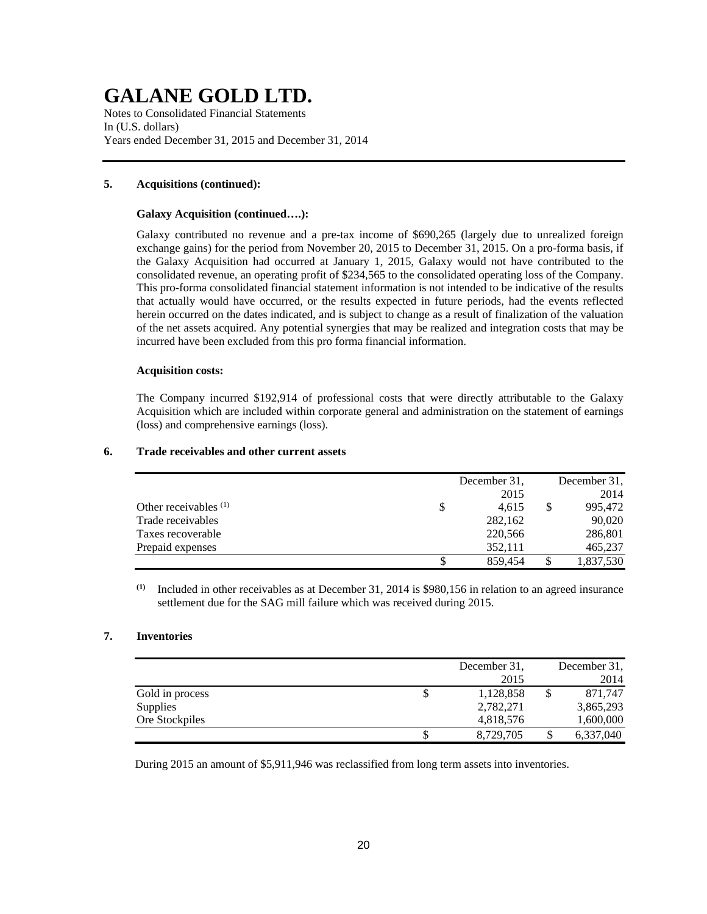# GALANE GOLD LTD.

Notes to Consolidated Financial Statements
In (U.S. dollars)
Years ended December 31, 2015 and December 31, 2014

## 5. Acquisitions (continued):

### Galaxy Acquisition (continued….):

Galaxy contributed no revenue and a pre-tax income of $690,265 (largely due to unrealized foreign exchange gains) for the period from November 20, 2015 to December 31, 2015. On a pro-forma basis, if the Galaxy Acquisition had occurred at January 1, 2015, Galaxy would not have contributed to the consolidated revenue, an operating profit of $234,565 to the consolidated operating loss of the Company. This pro-forma consolidated financial statement information is not intended to be indicative of the results that actually would have occurred, or the results expected in future periods, had the events reflected herein occurred on the dates indicated, and is subject to change as a result of finalization of the valuation of the net assets acquired. Any potential synergies that may be realized and integration costs that may be incurred have been excluded from this pro forma financial information.

### Acquisition costs:

The Company incurred $192,914 of professional costs that were directly attributable to the Galaxy Acquisition which are included within corporate general and administration on the statement of earnings (loss) and comprehensive earnings (loss).

## 6. Trade receivables and other current assets

| | December 31, 2015 | December 31, 2014 |
|---|---|---|
| Other receivables [(1)] | $ 4,615 | $ 995,472 |
| Trade receivables | 282,162 | 90,020 |
| Taxes recoverable | 220,566 | 286,801 |
| Prepaid expenses | 352,111 | 465,237 |
| | $ 859,454 | $ 1,837,530 |

[(1)] Included in other receivables as at December 31, 2014 is $980,156 in relation to an agreed insurance settlement due for the SAG mill failure which was received during 2015.

## 7. Inventories

| | December 31, 2015 | December 31, 2014 |
|---|---|---|
| Gold in process | $ 1,128,858 | $ 871,747 |
| Supplies | 2,782,271 | 3,865,293 |
| Ore Stockpiles | 4,818,576 | 1,600,000 |
| | $ 8,729,705 | $ 6,337,040 |

During 2015 an amount of $5,911,946 was reclassified from long term assets into inventories.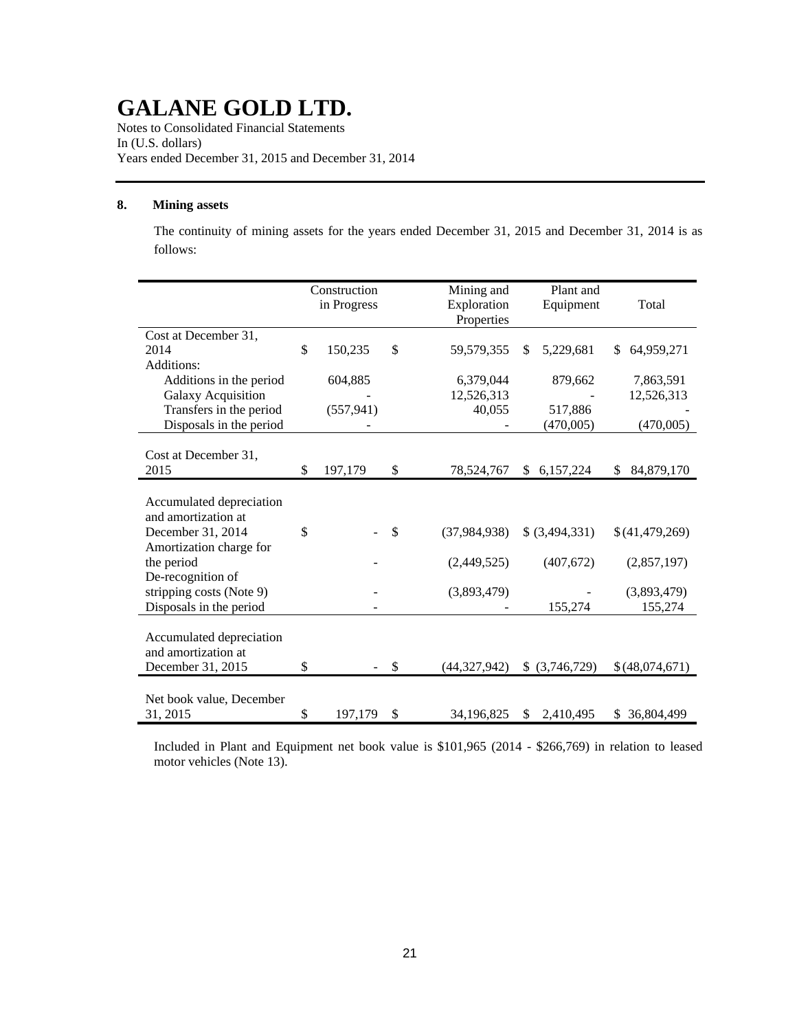# GALANE GOLD LTD.

Notes to Consolidated Financial Statements
In (U.S. dollars)
Years ended December 31, 2015 and December 31, 2014

## 8. Mining assets

The continuity of mining assets for the years ended December 31, 2015 and December 31, 2014 is as follows:

| | Construction in Progress | Mining and Exploration Properties | Plant and Equipment | Total |
|---|---|---|---|---|
| Cost at December 31, 2014 | $ 150,235 | $ 59,579,355 | $ 5,229,681 | $ 64,959,271 |
| Additions: | | | | |
| Additions in the period | 604,885 | 6,379,044 | 879,662 | 7,863,591 |
| Galaxy Acquisition | - | 12,526,313 | - | 12,526,313 |
| Transfers in the period | (557,941) | 40,055 | 517,886 | - |
| Disposals in the period | - | - | (470,005) | (470,005) |
| Cost at December 31, 2015 | $ 197,179 | $ 78,524,767 | $ 6,157,224 | $ 84,879,170 |
| Accumulated depreciation and amortization at December 31, 2014 | $ - | $ (37,984,938) | $ (3,494,331) | $ (41,479,269) |
| Amortization charge for the period | - | (2,449,525) | (407,672) | (2,857,197) |
| De-recognition of stripping costs (Note 9) | - | (3,893,479) | - | (3,893,479) |
| Disposals in the period | - | - | 155,274 | 155,274 |
| Accumulated depreciation and amortization at December 31, 2015 | $ - | $ (44,327,942) | $ (3,746,729) | $ (48,074,671) |
| Net book value, December 31, 2015 | $ 197,179 | $ 34,196,825 | $ 2,410,495 | $ 36,804,499 |

Included in Plant and Equipment net book value is $101,965 (2014 - $266,769) in relation to leased motor vehicles (Note 13).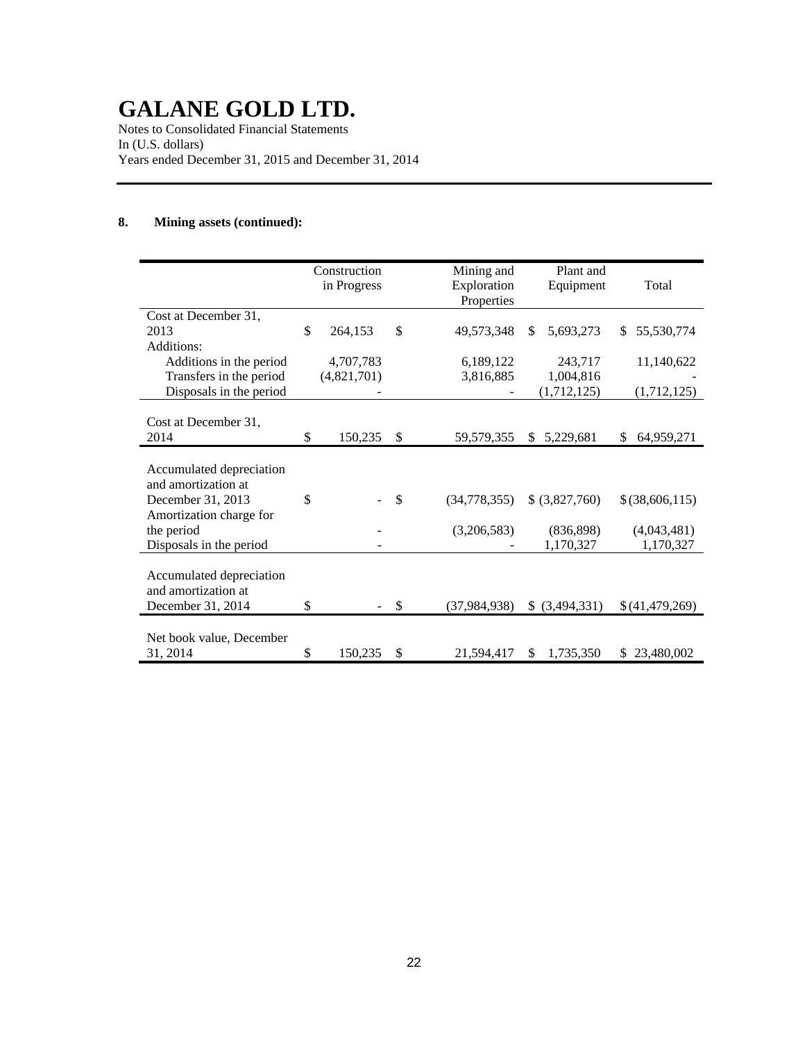# GALANE GOLD LTD.

Notes to Consolidated Financial Statements
In (U.S. dollars)
Years ended December 31, 2015 and December 31, 2014

## 8. Mining assets (continued):

| | Construction in Progress | Mining and Exploration Properties | Plant and Equipment | Total |
|---|---|---|---|---|
| Cost at December 31, 2013 | $ 264,153 | $ 49,573,348 | $ 5,693,273 | $ 55,530,774 |
| Additions: | | | | |
| Additions in the period | 4,707,783 | 6,189,122 | 243,717 | 11,140,622 |
| Transfers in the period | (4,821,701) | 3,816,885 | 1,004,816 | - |
| Disposals in the period | - | - | (1,712,125) | (1,712,125) |
| Cost at December 31, 2014 | $ 150,235 | $ 59,579,355 | $ 5,229,681 | $ 64,959,271 |
| Accumulated depreciation and amortization at December 31, 2013 | $ - | $ (34,778,355) | $ (3,827,760) | $ (38,606,115) |
| Amortization charge for the period | - | (3,206,583) | (836,898) | (4,043,481) |
| Disposals in the period | - | - | 1,170,327 | 1,170,327 |
| Accumulated depreciation and amortization at December 31, 2014 | $ - | $ (37,984,938) | $ (3,494,331) | $ (41,479,269) |
| Net book value, December 31, 2014 | $ 150,235 | $ 21,594,417 | $ 1,735,350 | $ 23,480,002 |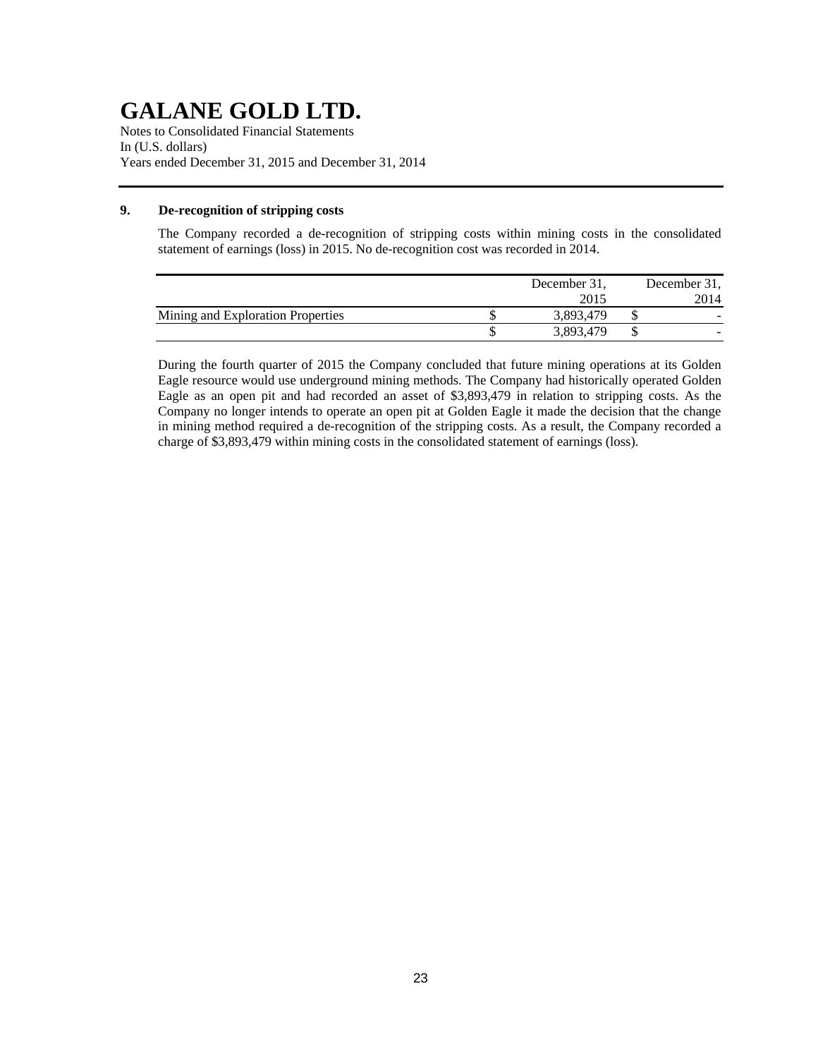## 9. De-recognition of stripping costs

The Company recorded a de-recognition of stripping costs within mining costs in the consolidated statement of earnings (loss) in 2015. No de-recognition cost was recorded in 2014.

| | December 31, 2015 | December 31, 2014 |
|---|---|---|
| Mining and Exploration Properties | $ 3,893,479 | $ - |
| | $ 3,893,479 | $ - |

During the fourth quarter of 2015 the Company concluded that future mining operations at its Golden Eagle resource would use underground mining methods. The Company had historically operated Golden Eagle as an open pit and had recorded an asset of $3,893,479 in relation to stripping costs. As the Company no longer intends to operate an open pit at Golden Eagle it made the decision that the change in mining method required a de-recognition of the stripping costs. As a result, the Company recorded a charge of $3,893,479 within mining costs in the consolidated statement of earnings (loss).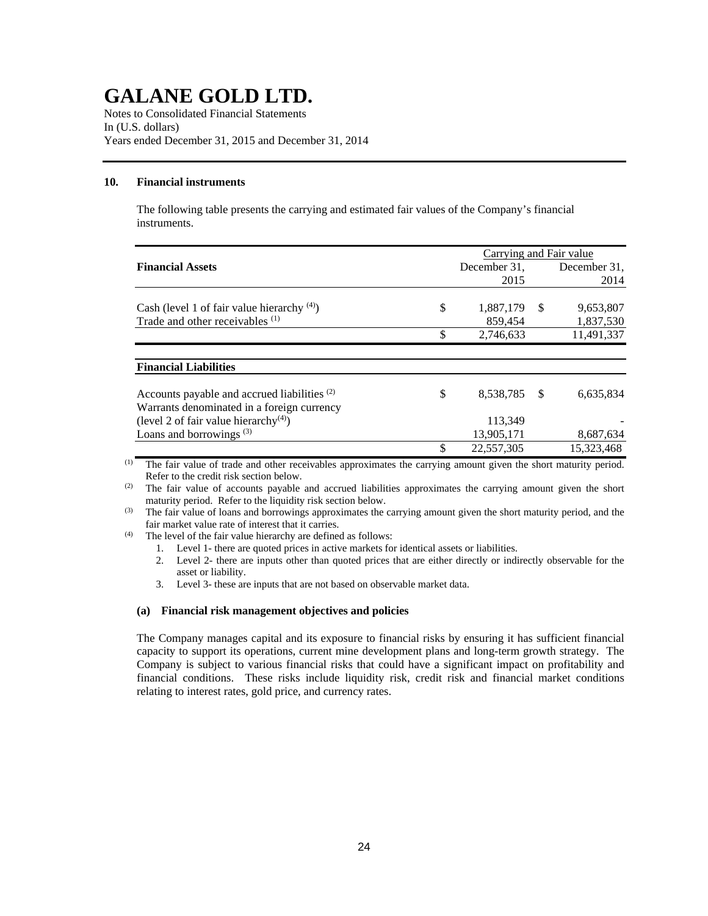# GALANE GOLD LTD.

Notes to Consolidated Financial Statements
In (U.S. dollars)
Years ended December 31, 2015 and December 31, 2014

## 10. Financial instruments

The following table presents the carrying and estimated fair values of the Company's financial instruments.

| | Carrying and Fair value | |
|---|---|---|
| **Financial Assets** | December 31, 2015 | December 31, 2014 |
| Cash (level 1 of fair value hierarchy [(4)]) | $ 1,887,179 | $ 9,653,807 |
| Trade and other receivables [(1)] | 859,454 | 1,837,530 |
| | $ 2,746,633 | 11,491,337 |
| **Financial Liabilities** | | |
| Accounts payable and accrued liabilities [(2)] | $ 8,538,785 | $ 6,635,834 |
| Warrants denominated in a foreign currency (level 2 of fair value hierarchy[(4)]) | 113,349 | - |
| Loans and borrowings [(3)] | 13,905,171 | 8,687,634 |
| | $ 22,557,305 | 15,323,468 |

(1) The fair value of trade and other receivables approximates the carrying amount given the short maturity period. Refer to the credit risk section below.

(2) The fair value of accounts payable and accrued liabilities approximates the carrying amount given the short maturity period. Refer to the liquidity risk section below.

(3) The fair value of loans and borrowings approximates the carrying amount given the short maturity period, and the fair market value rate of interest that it carries.

(4) The level of the fair value hierarchy are defined as follows:

1. Level 1- there are quoted prices in active markets for identical assets or liabilities.
2. Level 2- there are inputs other than quoted prices that are either directly or indirectly observable for the asset or liability.
3. Level 3- these are inputs that are not based on observable market data.

### (a) Financial risk management objectives and policies

The Company manages capital and its exposure to financial risks by ensuring it has sufficient financial capacity to support its operations, current mine development plans and long-term growth strategy. The Company is subject to various financial risks that could have a significant impact on profitability and financial conditions. These risks include liquidity risk, credit risk and financial market conditions relating to interest rates, gold price, and currency rates.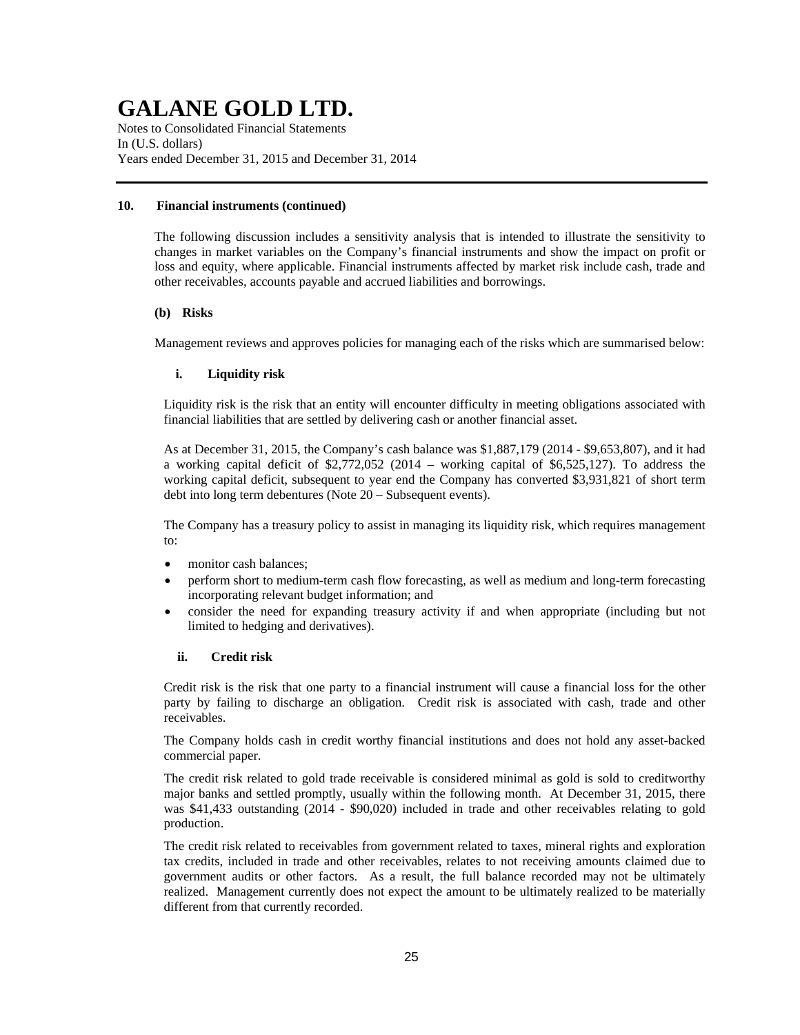# GALANE GOLD LTD.

Notes to Consolidated Financial Statements
In (U.S. dollars)
Years ended December 31, 2015 and December 31, 2014

**10. Financial instruments (continued)**

The following discussion includes a sensitivity analysis that is intended to illustrate the sensitivity to changes in market variables on the Company's financial instruments and show the impact on profit or loss and equity, where applicable. Financial instruments affected by market risk include cash, trade and other receivables, accounts payable and accrued liabilities and borrowings.

**(b) Risks**

Management reviews and approves policies for managing each of the risks which are summarised below:

**i. Liquidity risk**

Liquidity risk is the risk that an entity will encounter difficulty in meeting obligations associated with financial liabilities that are settled by delivering cash or another financial asset.

As at December 31, 2015, the Company's cash balance was $1,887,179 (2014 - $9,653,807), and it had a working capital deficit of $2,772,052 (2014 – working capital of $6,525,127). To address the working capital deficit, subsequent to year end the Company has converted $3,931,821 of short term debt into long term debentures (Note 20 – Subsequent events).

The Company has a treasury policy to assist in managing its liquidity risk, which requires management to:

- monitor cash balances;
- perform short to medium-term cash flow forecasting, as well as medium and long-term forecasting incorporating relevant budget information; and
- consider the need for expanding treasury activity if and when appropriate (including but not limited to hedging and derivatives).

**ii. Credit risk**

Credit risk is the risk that one party to a financial instrument will cause a financial loss for the other party by failing to discharge an obligation. Credit risk is associated with cash, trade and other receivables.

The Company holds cash in credit worthy financial institutions and does not hold any asset-backed commercial paper.

The credit risk related to gold trade receivable is considered minimal as gold is sold to creditworthy major banks and settled promptly, usually within the following month. At December 31, 2015, there was $41,433 outstanding (2014 - $90,020) included in trade and other receivables relating to gold production.

The credit risk related to receivables from government related to taxes, mineral rights and exploration tax credits, included in trade and other receivables, relates to not receiving amounts claimed due to government audits or other factors. As a result, the full balance recorded may not be ultimately realized. Management currently does not expect the amount to be ultimately realized to be materially different from that currently recorded.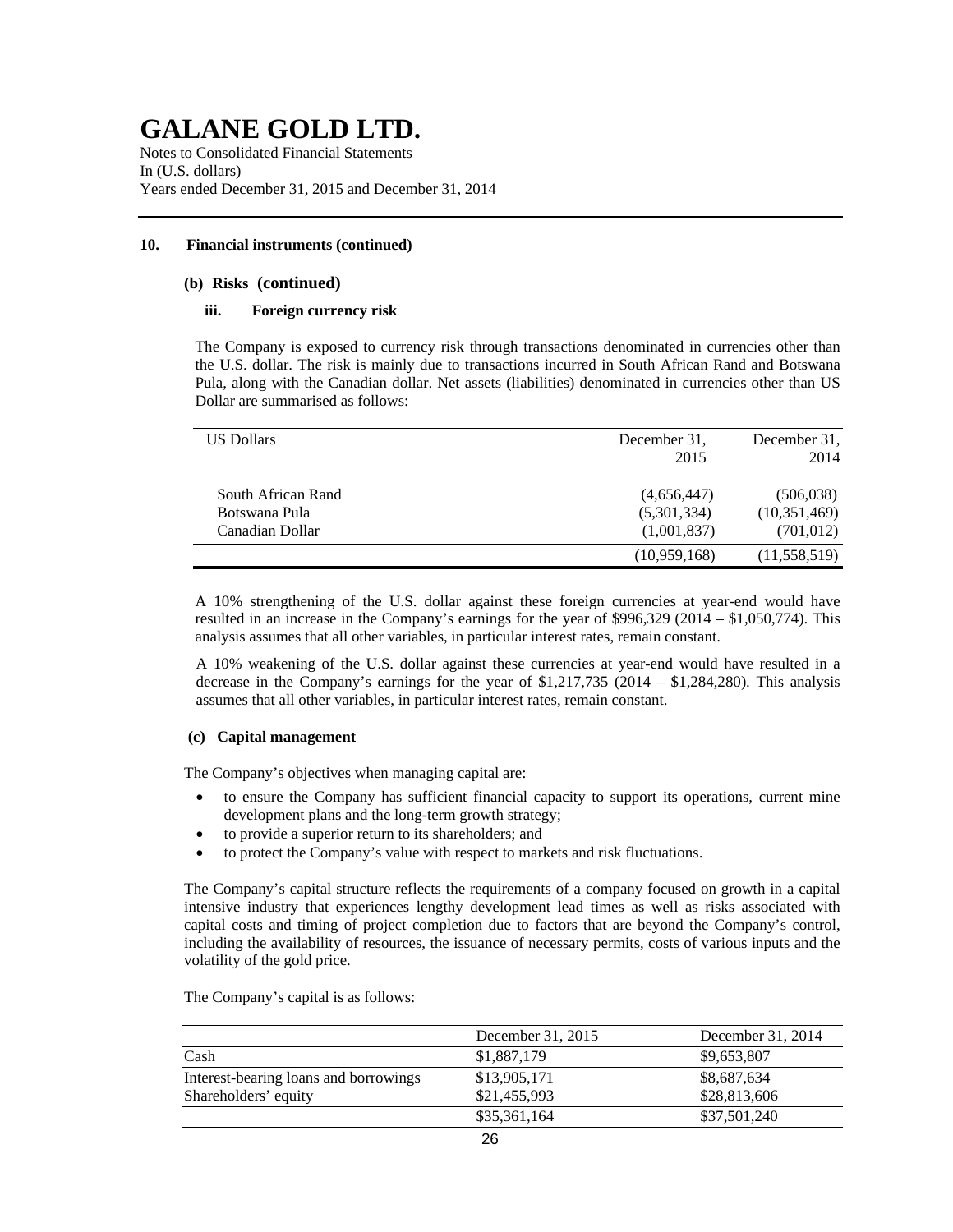# GALANE GOLD LTD.

Notes to Consolidated Financial Statements
In (U.S. dollars)
Years ended December 31, 2015 and December 31, 2014

**10. Financial instruments (continued)**

**(b) Risks (continued)**

**iii. Foreign currency risk**

The Company is exposed to currency risk through transactions denominated in currencies other than the U.S. dollar. The risk is mainly due to transactions incurred in South African Rand and Botswana Pula, along with the Canadian dollar. Net assets (liabilities) denominated in currencies other than US Dollar are summarised as follows:

| US Dollars | December 31, 2015 | December 31, 2014 |
|---|---|---|
| South African Rand | (4,656,447) | (506,038) |
| Botswana Pula | (5,301,334) | (10,351,469) |
| Canadian Dollar | (1,001,837) | (701,012) |
| | (10,959,168) | (11,558,519) |

A 10% strengthening of the U.S. dollar against these foreign currencies at year-end would have resulted in an increase in the Company's earnings for the year of $996,329 (2014 – $1,050,774). This analysis assumes that all other variables, in particular interest rates, remain constant.

A 10% weakening of the U.S. dollar against these currencies at year-end would have resulted in a decrease in the Company's earnings for the year of $1,217,735 (2014 – $1,284,280). This analysis assumes that all other variables, in particular interest rates, remain constant.

**(c) Capital management**

The Company's objectives when managing capital are:

- to ensure the Company has sufficient financial capacity to support its operations, current mine development plans and the long-term growth strategy;
- to provide a superior return to its shareholders; and
- to protect the Company's value with respect to markets and risk fluctuations.

The Company's capital structure reflects the requirements of a company focused on growth in a capital intensive industry that experiences lengthy development lead times as well as risks associated with capital costs and timing of project completion due to factors that are beyond the Company's control, including the availability of resources, the issuance of necessary permits, costs of various inputs and the volatility of the gold price.

The Company's capital is as follows:

| | December 31, 2015 | December 31, 2014 |
|---|---|---|
| Cash | $1,887,179 | $9,653,807 |
| Interest-bearing loans and borrowings | $13,905,171 | $8,687,634 |
| Shareholders' equity | $21,455,993 | $28,813,606 |
| | $35,361,164 | $37,501,240 |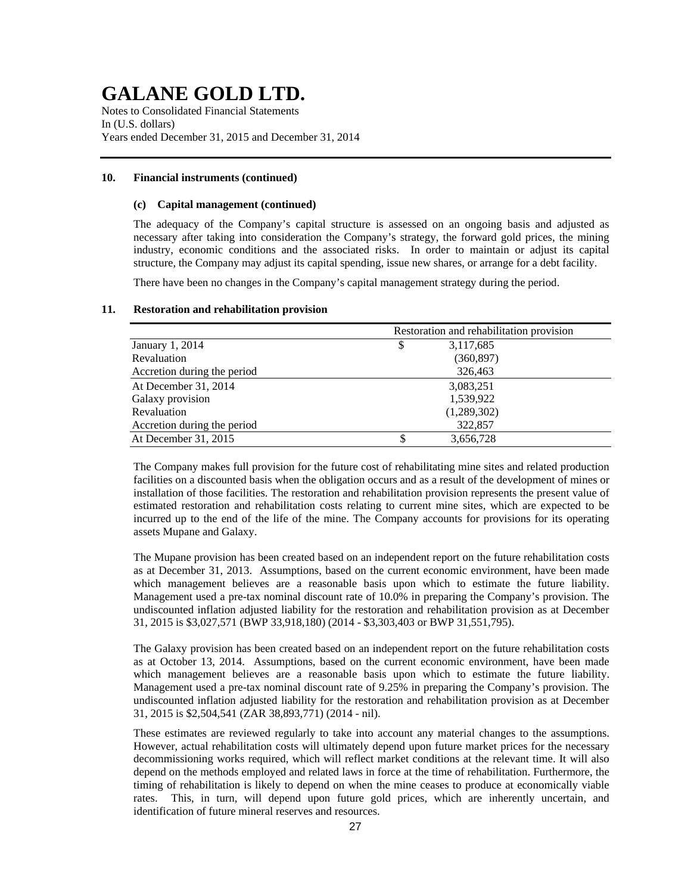# GALANE GOLD LTD.

Notes to Consolidated Financial Statements
In (U.S. dollars)
Years ended December 31, 2015 and December 31, 2014

## 10. Financial instruments (continued)

### (c) Capital management (continued)

The adequacy of the Company's capital structure is assessed on an ongoing basis and adjusted as necessary after taking into consideration the Company's strategy, the forward gold prices, the mining industry, economic conditions and the associated risks. In order to maintain or adjust its capital structure, the Company may adjust its capital spending, issue new shares, or arrange for a debt facility.

There have been no changes in the Company's capital management strategy during the period.

## 11. Restoration and rehabilitation provision

| | Restoration and rehabilitation provision |
|---|---|
| January 1, 2014 | $ 3,117,685 |
| Revaluation | (360,897) |
| Accretion during the period | 326,463 |
| At December 31, 2014 | 3,083,251 |
| Galaxy provision | 1,539,922 |
| Revaluation | (1,289,302) |
| Accretion during the period | 322,857 |
| At December 31, 2015 | $ 3,656,728 |

The Company makes full provision for the future cost of rehabilitating mine sites and related production facilities on a discounted basis when the obligation occurs and as a result of the development of mines or installation of those facilities. The restoration and rehabilitation provision represents the present value of estimated restoration and rehabilitation costs relating to current mine sites, which are expected to be incurred up to the end of the life of the mine. The Company accounts for provisions for its operating assets Mupane and Galaxy.

The Mupane provision has been created based on an independent report on the future rehabilitation costs as at December 31, 2013. Assumptions, based on the current economic environment, have been made which management believes are a reasonable basis upon which to estimate the future liability. Management used a pre-tax nominal discount rate of 10.0% in preparing the Company's provision. The undiscounted inflation adjusted liability for the restoration and rehabilitation provision as at December 31, 2015 is $3,027,571 (BWP 33,918,180) (2014 - $3,303,403 or BWP 31,551,795).

The Galaxy provision has been created based on an independent report on the future rehabilitation costs as at October 13, 2014. Assumptions, based on the current economic environment, have been made which management believes are a reasonable basis upon which to estimate the future liability. Management used a pre-tax nominal discount rate of 9.25% in preparing the Company's provision. The undiscounted inflation adjusted liability for the restoration and rehabilitation provision as at December 31, 2015 is $2,504,541 (ZAR 38,893,771) (2014 - nil).

These estimates are reviewed regularly to take into account any material changes to the assumptions. However, actual rehabilitation costs will ultimately depend upon future market prices for the necessary decommissioning works required, which will reflect market conditions at the relevant time. It will also depend on the methods employed and related laws in force at the time of rehabilitation. Furthermore, the timing of rehabilitation is likely to depend on when the mine ceases to produce at economically viable rates. This, in turn, will depend upon future gold prices, which are inherently uncertain, and identification of future mineral reserves and resources.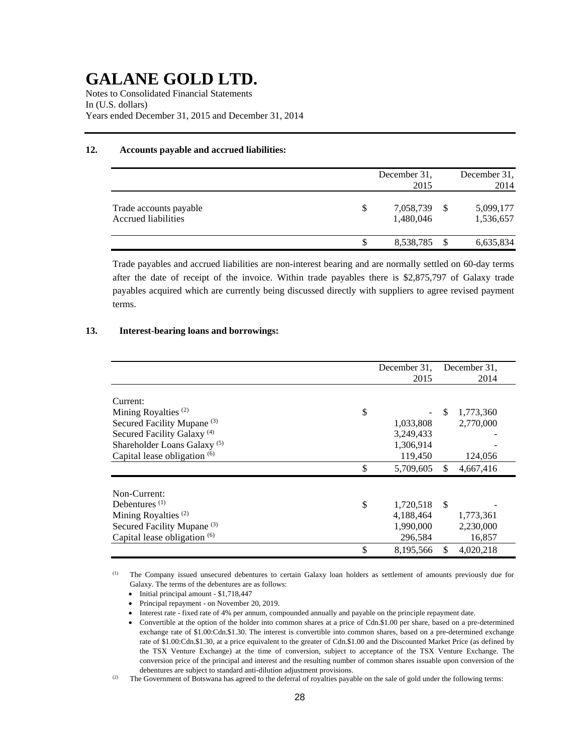# GALANE GOLD LTD.

Notes to Consolidated Financial Statements
In (U.S. dollars)
Years ended December 31, 2015 and December 31, 2014

## 12. Accounts payable and accrued liabilities:

| | December 31, 2015 | December 31, 2014 |
|---|---|---|
| Trade accounts payable | $ 7,058,739 | $ 5,099,177 |
| Accrued liabilities | 1,480,046 | 1,536,657 |
| | $ 8,538,785 | $ 6,635,834 |

Trade payables and accrued liabilities are non-interest bearing and are normally settled on 60-day terms after the date of receipt of the invoice. Within trade payables there is $2,875,797 of Galaxy trade payables acquired which are currently being discussed directly with suppliers to agree revised payment terms.

## 13. Interest-bearing loans and borrowings:

| | December 31, 2015 | December 31, 2014 |
|---|---|---|
| Current: | | |
| Mining Royalties [(2)] | $ - | $ 1,773,360 |
| Secured Facility Mupane [(3)] | 1,033,808 | 2,770,000 |
| Secured Facility Galaxy [(4)] | 3,249,433 | - |
| Shareholder Loans Galaxy [(5)] | 1,306,914 | - |
| Capital lease obligation [(6)] | 119,450 | 124,056 |
| | $ 5,709,605 | $ 4,667,416 |
| Non-Current: | | |
| Debentures [(1)] | $ 1,720,518 | $ - |
| Mining Royalties [(2)] | 4,188,464 | 1,773,361 |
| Secured Facility Mupane [(3)] | 1,990,000 | 2,230,000 |
| Capital lease obligation [(6)] | 296,584 | 16,857 |
| | $ 8,195,566 | $ 4,020,218 |

(1) The Company issued unsecured debentures to certain Galaxy loan holders as settlement of amounts previously due for Galaxy. The terms of the debentures are as follows:

- Initial principal amount - $1,718,447
- Principal repayment - on November 20, 2019.
- Interest rate - fixed rate of 4% per annum, compounded annually and payable on the principle repayment date.
- Convertible at the option of the holder into common shares at a price of Cdn.$1.00 per share, based on a pre-determined exchange rate of $1.00:Cdn.$1.30. The interest is convertible into common shares, based on a pre-determined exchange rate of $1.00:Cdn.$1.30, at a price equivalent to the greater of Cdn.$1.00 and the Discounted Market Price (as defined by the TSX Venture Exchange) at the time of conversion, subject to acceptance of the TSX Venture Exchange. The conversion price of the principal and interest and the resulting number of common shares issuable upon conversion of the debentures are subject to standard anti-dilution adjustment provisions.

(2) The Government of Botswana has agreed to the deferral of royalties payable on the sale of gold under the following terms: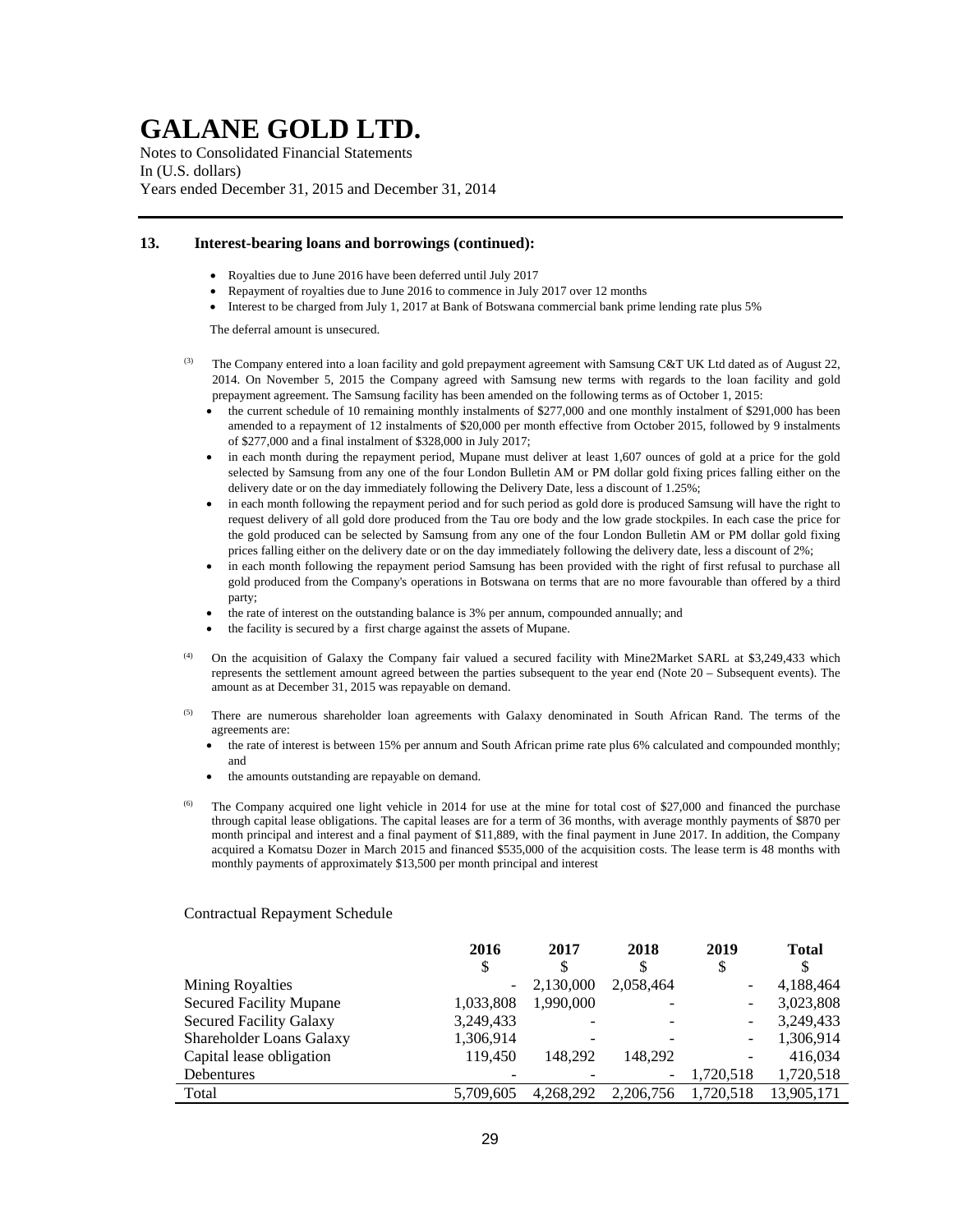# GALANE GOLD LTD.

Notes to Consolidated Financial Statements
In (U.S. dollars)
Years ended December 31, 2015 and December 31, 2014

### 13. Interest-bearing loans and borrowings (continued):

- Royalties due to June 2016 have been deferred until July 2017
- Repayment of royalties due to June 2016 to commence in July 2017 over 12 months
- Interest to be charged from July 1, 2017 at Bank of Botswana commercial bank prime lending rate plus 5%

The deferral amount is unsecured.

(3) The Company entered into a loan facility and gold prepayment agreement with Samsung C&T UK Ltd dated as of August 22, 2014. On November 5, 2015 the Company agreed with Samsung new terms with regards to the loan facility and gold prepayment agreement. The Samsung facility has been amended on the following terms as of October 1, 2015:

- the current schedule of 10 remaining monthly instalments of $277,000 and one monthly instalment of $291,000 has been amended to a repayment of 12 instalments of $20,000 per month effective from October 2015, followed by 9 instalments of $277,000 and a final instalment of $328,000 in July 2017;
- in each month during the repayment period, Mupane must deliver at least 1,607 ounces of gold at a price for the gold selected by Samsung from any one of the four London Bulletin AM or PM dollar gold fixing prices falling either on the delivery date or on the day immediately following the Delivery Date, less a discount of 1.25%;
- in each month following the repayment period and for such period as gold dore is produced Samsung will have the right to request delivery of all gold dore produced from the Tau ore body and the low grade stockpiles. In each case the price for the gold produced can be selected by Samsung from any one of the four London Bulletin AM or PM dollar gold fixing prices falling either on the delivery date or on the day immediately following the delivery date, less a discount of 2%;
- in each month following the repayment period Samsung has been provided with the right of first refusal to purchase all gold produced from the Company's operations in Botswana on terms that are no more favourable than offered by a third party;
- the rate of interest on the outstanding balance is 3% per annum, compounded annually; and
- the facility is secured by a first charge against the assets of Mupane.

(4) On the acquisition of Galaxy the Company fair valued a secured facility with Mine2Market SARL at $3,249,433 which represents the settlement amount agreed between the parties subsequent to the year end (Note 20 – Subsequent events). The amount as at December 31, 2015 was repayable on demand.

(5) There are numerous shareholder loan agreements with Galaxy denominated in South African Rand. The terms of the agreements are:

- the rate of interest is between 15% per annum and South African prime rate plus 6% calculated and compounded monthly; and
- the amounts outstanding are repayable on demand.

(6) The Company acquired one light vehicle in 2014 for use at the mine for total cost of $27,000 and financed the purchase through capital lease obligations. The capital leases are for a term of 36 months, with average monthly payments of $870 per month principal and interest and a final payment of $11,889, with the final payment in June 2017. In addition, the Company acquired a Komatsu Dozer in March 2015 and financed $535,000 of the acquisition costs. The lease term is 48 months with monthly payments of approximately $13,500 per month principal and interest

Contractual Repayment Schedule

| | 2016 | 2017 | 2018 | 2019 | Total |
|---|---|---|---|---|---|
| | $ | $ | $ | $ | $ |
| Mining Royalties | - | 2,130,000 | 2,058,464 | - | 4,188,464 |
| Secured Facility Mupane | 1,033,808 | 1,990,000 | - | - | 3,023,808 |
| Secured Facility Galaxy | 3,249,433 | - | - | - | 3,249,433 |
| Shareholder Loans Galaxy | 1,306,914 | - | - | - | 1,306,914 |
| Capital lease obligation | 119,450 | 148,292 | 148,292 | - | 416,034 |
| Debentures | - | - | - | 1,720,518 | 1,720,518 |
| Total | 5,709,605 | 4,268,292 | 2,206,756 | 1,720,518 | 13,905,171 |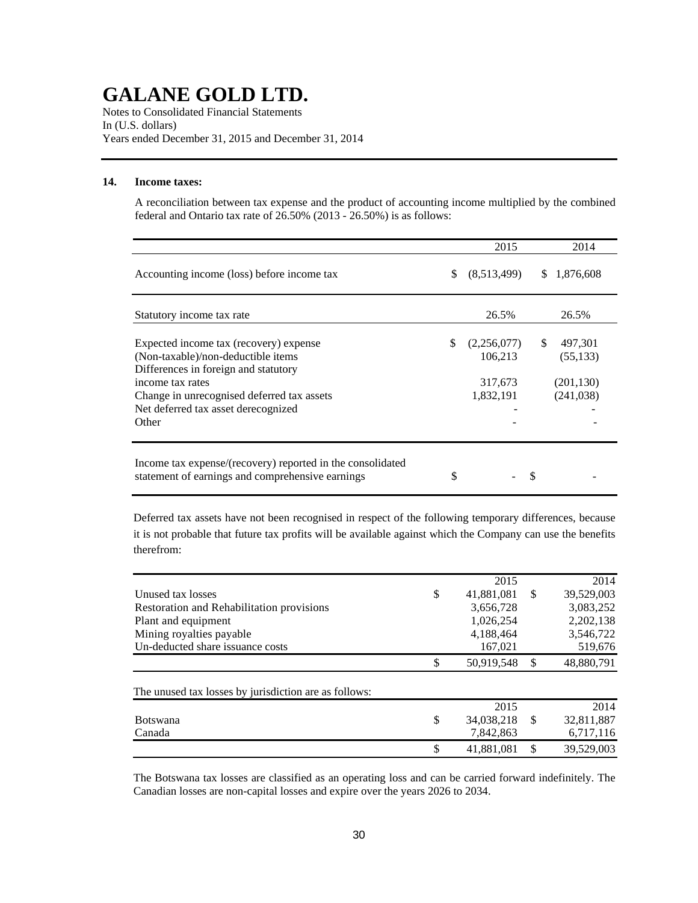# GALANE GOLD LTD.

Notes to Consolidated Financial Statements
In (U.S. dollars)
Years ended December 31, 2015 and December 31, 2014

## 14. Income taxes:

A reconciliation between tax expense and the product of accounting income multiplied by the combined federal and Ontario tax rate of 26.50% (2013 - 26.50%) is as follows:

| | 2015 | 2014 |
|---|---|---|
| Accounting income (loss) before income tax | $ (8,513,499) | $ 1,876,608 |
| Statutory income tax rate | 26.5% | 26.5% |
| Expected income tax (recovery) expense | $ (2,256,077) | $ 497,301 |
| (Non-taxable)/non-deductible items | 106,213 | (55,133) |
| Differences in foreign and statutory income tax rates | 317,673 | (201,130) |
| Change in unrecognised deferred tax assets | 1,832,191 | (241,038) |
| Net deferred tax asset derecognized | - | - |
| Other | - | - |
| Income tax expense/(recovery) reported in the consolidated statement of earnings and comprehensive earnings | $ - | $ - |

Deferred tax assets have not been recognised in respect of the following temporary differences, because it is not probable that future tax profits will be available against which the Company can use the benefits therefrom:

| | 2015 | 2014 |
|---|---|---|
| Unused tax losses | $ 41,881,081 | $ 39,529,003 |
| Restoration and Rehabilitation provisions | 3,656,728 | 3,083,252 |
| Plant and equipment | 1,026,254 | 2,202,138 |
| Mining royalties payable | 4,188,464 | 3,546,722 |
| Un-deducted share issuance costs | 167,021 | 519,676 |
| | $ 50,919,548 | $ 48,880,791 |

The unused tax losses by jurisdiction are as follows:

| | 2015 | 2014 |
|---|---|---|
| Botswana | $ 34,038,218 | $ 32,811,887 |
| Canada | 7,842,863 | 6,717,116 |
| | $ 41,881,081 | $ 39,529,003 |

The Botswana tax losses are classified as an operating loss and can be carried forward indefinitely. The Canadian losses are non-capital losses and expire over the years 2026 to 2034.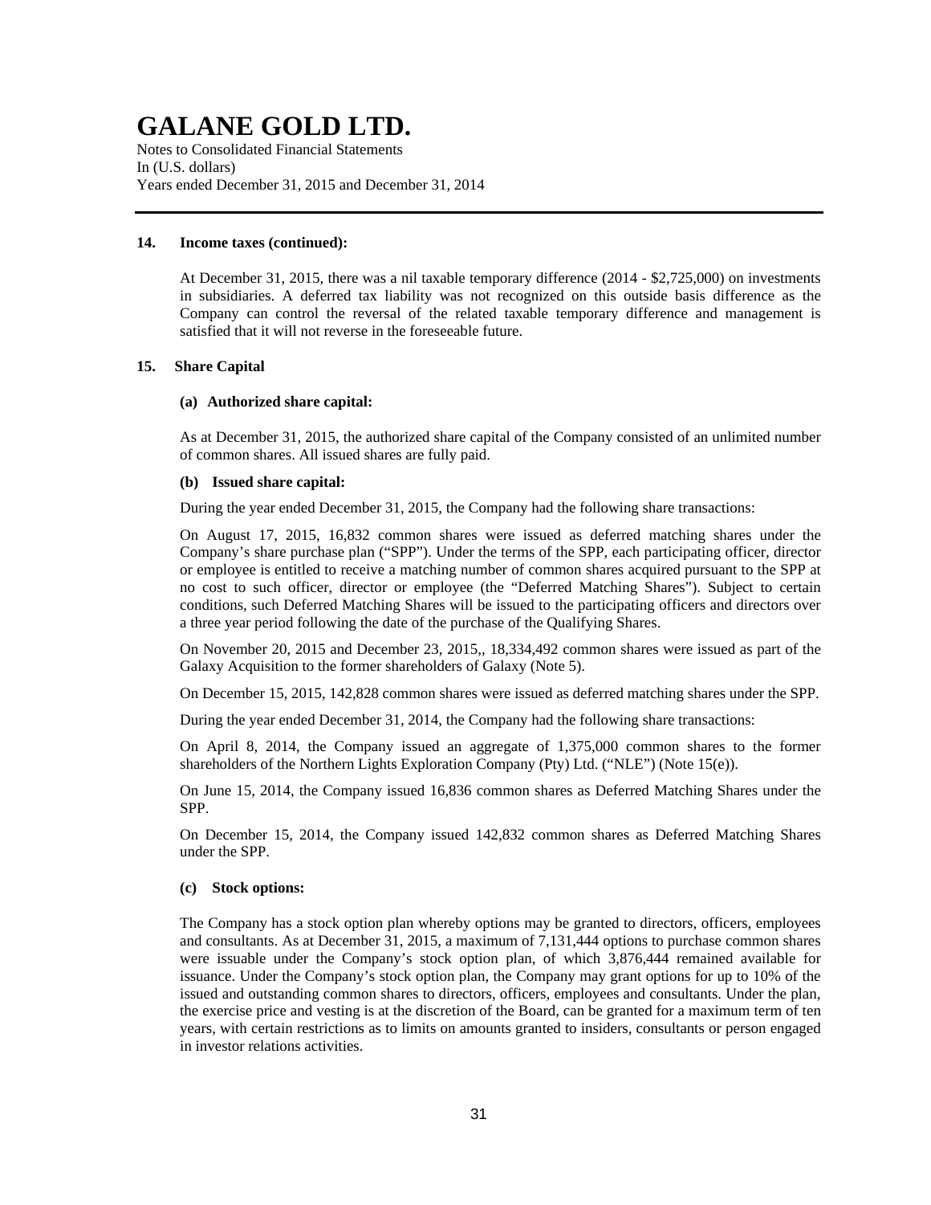**14. Income taxes (continued):**

At December 31, 2015, there was a nil taxable temporary difference (2014 - $2,725,000) on investments in subsidiaries. A deferred tax liability was not recognized on this outside basis difference as the Company can control the reversal of the related taxable temporary difference and management is satisfied that it will not reverse in the foreseeable future.

**15. Share Capital**

**(a) Authorized share capital:**

As at December 31, 2015, the authorized share capital of the Company consisted of an unlimited number of common shares. All issued shares are fully paid.

**(b) Issued share capital:**

During the year ended December 31, 2015, the Company had the following share transactions:

On August 17, 2015, 16,832 common shares were issued as deferred matching shares under the Company's share purchase plan ("SPP"). Under the terms of the SPP, each participating officer, director or employee is entitled to receive a matching number of common shares acquired pursuant to the SPP at no cost to such officer, director or employee (the "Deferred Matching Shares"). Subject to certain conditions, such Deferred Matching Shares will be issued to the participating officers and directors over a three year period following the date of the purchase of the Qualifying Shares.

On November 20, 2015 and December 23, 2015,, 18,334,492 common shares were issued as part of the Galaxy Acquisition to the former shareholders of Galaxy (Note 5).

On December 15, 2015, 142,828 common shares were issued as deferred matching shares under the SPP.

During the year ended December 31, 2014, the Company had the following share transactions:

On April 8, 2014, the Company issued an aggregate of 1,375,000 common shares to the former shareholders of the Northern Lights Exploration Company (Pty) Ltd. ("NLE") (Note 15(e)).

On June 15, 2014, the Company issued 16,836 common shares as Deferred Matching Shares under the SPP.

On December 15, 2014, the Company issued 142,832 common shares as Deferred Matching Shares under the SPP.

**(c) Stock options:**

The Company has a stock option plan whereby options may be granted to directors, officers, employees and consultants. As at December 31, 2015, a maximum of 7,131,444 options to purchase common shares were issuable under the Company's stock option plan, of which 3,876,444 remained available for issuance. Under the Company's stock option plan, the Company may grant options for up to 10% of the issued and outstanding common shares to directors, officers, employees and consultants. Under the plan, the exercise price and vesting is at the discretion of the Board, can be granted for a maximum term of ten years, with certain restrictions as to limits on amounts granted to insiders, consultants or person engaged in investor relations activities.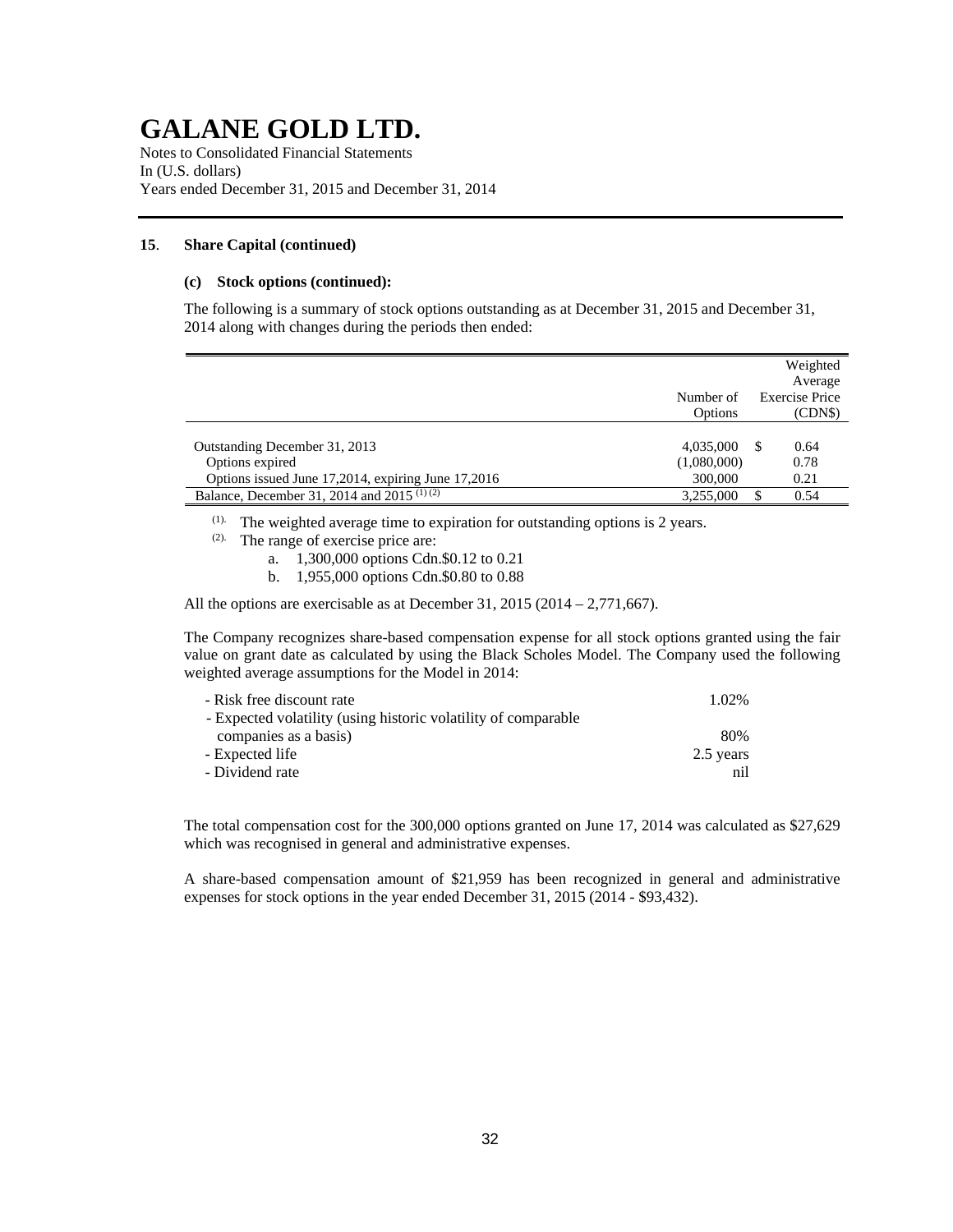# GALANE GOLD LTD.

Notes to Consolidated Financial Statements
In (U.S. dollars)
Years ended December 31, 2015 and December 31, 2014

## 15. Share Capital (continued)

### (c) Stock options (continued):

The following is a summary of stock options outstanding as at December 31, 2015 and December 31, 2014 along with changes during the periods then ended:

| | Number of Options | Weighted Average Exercise Price (CDN$) |
|---|---|---|
| Outstanding December 31, 2013 | 4,035,000 | $ 0.64 |
| Options expired | (1,080,000) | 0.78 |
| Options issued June 17,2014, expiring June 17,2016 | 300,000 | 0.21 |
| Balance, December 31, 2014 and 2015 [(1) (2)] | 3,255,000 | $ 0.54 |

(1). The weighted average time to expiration for outstanding options is 2 years.
(2). The range of exercise price are:
   a. 1,300,000 options Cdn.$0.12 to 0.21
   b. 1,955,000 options Cdn.$0.80 to 0.88

All the options are exercisable as at December 31, 2015 (2014 – 2,771,667).

The Company recognizes share-based compensation expense for all stock options granted using the fair value on grant date as calculated by using the Black Scholes Model. The Company used the following weighted average assumptions for the Model in 2014:

| | |
|---|---|
| - Risk free discount rate | 1.02% |
| - Expected volatility (using historic volatility of comparable companies as a basis) | 80% |
| - Expected life | 2.5 years |
| - Dividend rate | nil |

The total compensation cost for the 300,000 options granted on June 17, 2014 was calculated as $27,629 which was recognised in general and administrative expenses.

A share-based compensation amount of $21,959 has been recognized in general and administrative expenses for stock options in the year ended December 31, 2015 (2014 - $93,432).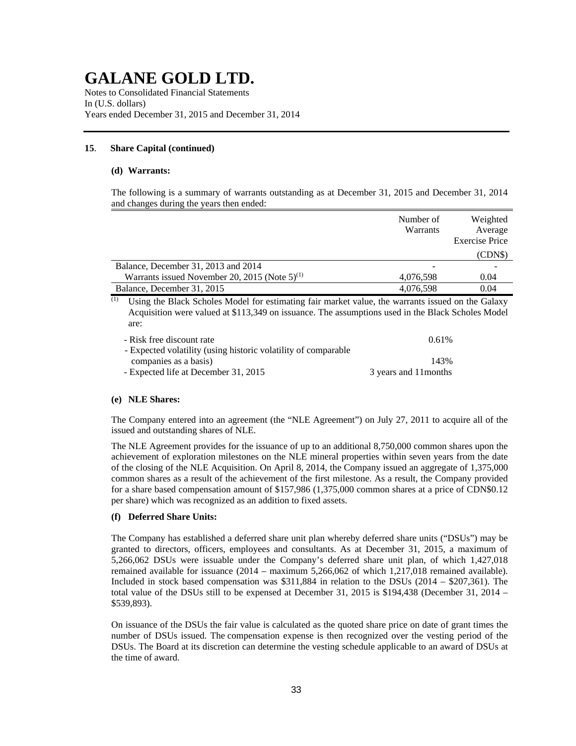# GALANE GOLD LTD.

Notes to Consolidated Financial Statements
In (U.S. dollars)
Years ended December 31, 2015 and December 31, 2014

**15. Share Capital (continued)**

**(d) Warrants:**

The following is a summary of warrants outstanding as at December 31, 2015 and December 31, 2014 and changes during the years then ended:

| | Number of Warrants | Weighted Average Exercise Price (CDN$) |
|---|---|---|
| Balance, December 31, 2013 and 2014 | - | - |
| Warrants issued November 20, 2015 (Note 5)[1] | 4,076,598 | 0.04 |
| Balance, December 31, 2015 | 4,076,598 | 0.04 |

[1] Using the Black Scholes Model for estimating fair market value, the warrants issued on the Galaxy Acquisition were valued at $113,349 on issuance. The assumptions used in the Black Scholes Model are:

| | |
|---|---|
| - Risk free discount rate | 0.61% |
| - Expected volatility (using historic volatility of comparable companies as a basis) | 143% |
| - Expected life at December 31, 2015 | 3 years and 11months |

**(e) NLE Shares:**

The Company entered into an agreement (the "NLE Agreement") on July 27, 2011 to acquire all of the issued and outstanding shares of NLE.

The NLE Agreement provides for the issuance of up to an additional 8,750,000 common shares upon the achievement of exploration milestones on the NLE mineral properties within seven years from the date of the closing of the NLE Acquisition. On April 8, 2014, the Company issued an aggregate of 1,375,000 common shares as a result of the achievement of the first milestone. As a result, the Company provided for a share based compensation amount of $157,986 (1,375,000 common shares at a price of CDN$0.12 per share) which was recognized as an addition to fixed assets.

**(f) Deferred Share Units:**

The Company has established a deferred share unit plan whereby deferred share units ("DSUs") may be granted to directors, officers, employees and consultants. As at December 31, 2015, a maximum of 5,266,062 DSUs were issuable under the Company's deferred share unit plan, of which 1,427,018 remained available for issuance (2014 – maximum 5,266,062 of which 1,217,018 remained available). Included in stock based compensation was $311,884 in relation to the DSUs (2014 – $207,361). The total value of the DSUs still to be expensed at December 31, 2015 is $194,438 (December 31, 2014 – $539,893).

On issuance of the DSUs the fair value is calculated as the quoted share price on date of grant times the number of DSUs issued. The compensation expense is then recognized over the vesting period of the DSUs. The Board at its discretion can determine the vesting schedule applicable to an award of DSUs at the time of award.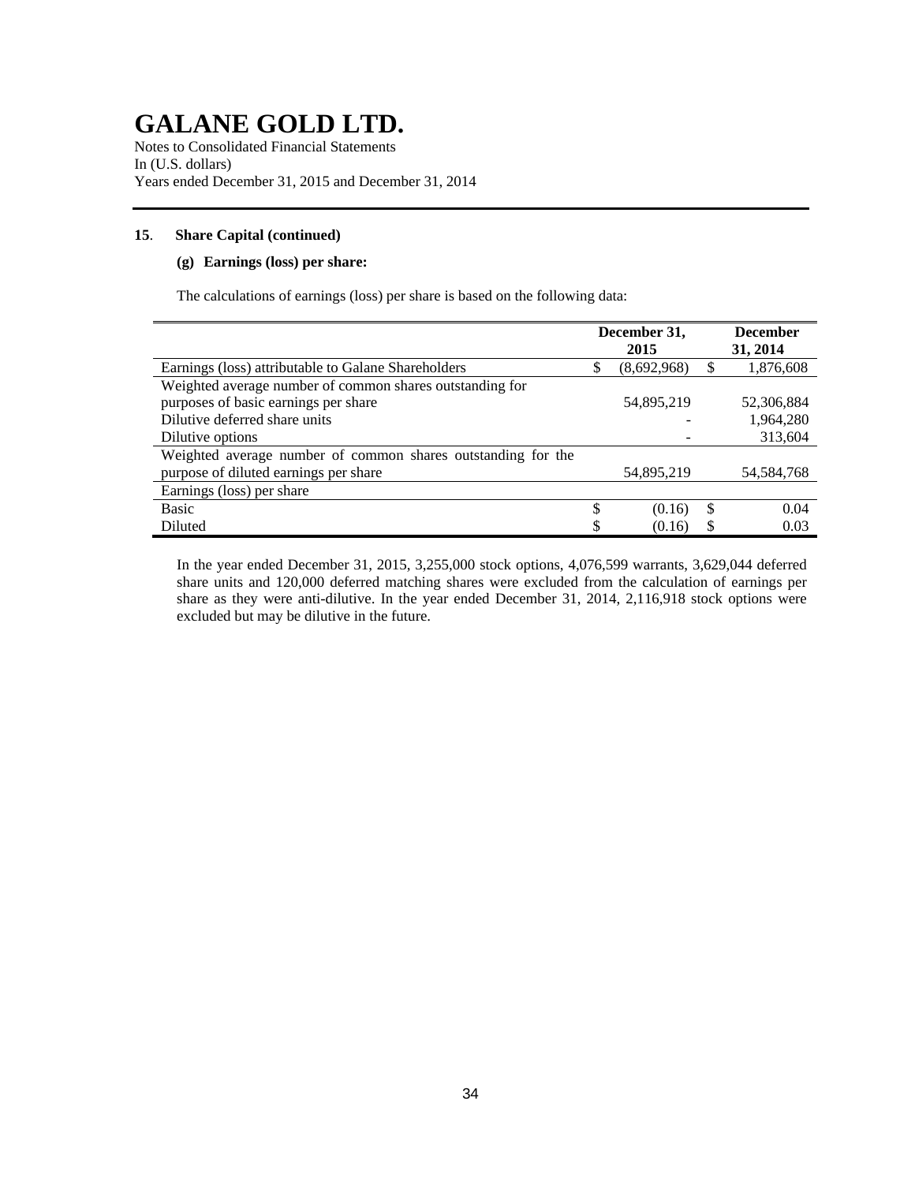# GALANE GOLD LTD.

Notes to Consolidated Financial Statements
In (U.S. dollars)
Years ended December 31, 2015 and December 31, 2014

**15. Share Capital (continued)**

**(g) Earnings (loss) per share:**

The calculations of earnings (loss) per share is based on the following data:

| | December 31, 2015 | December 31, 2014 |
|---|---|---|
| Earnings (loss) attributable to Galane Shareholders | $ (8,692,968) | $ 1,876,608 |
| Weighted average number of common shares outstanding for purposes of basic earnings per share | 54,895,219 | 52,306,884 |
| Dilutive deferred share units | - | 1,964,280 |
| Dilutive options | - | 313,604 |
| Weighted average number of common shares outstanding for the purpose of diluted earnings per share | 54,895,219 | 54,584,768 |
| Earnings (loss) per share | | |
| Basic | $ (0.16) | $ 0.04 |
| Diluted | $ (0.16) | $ 0.03 |

In the year ended December 31, 2015, 3,255,000 stock options, 4,076,599 warrants, 3,629,044 deferred share units and 120,000 deferred matching shares were excluded from the calculation of earnings per share as they were anti-dilutive. In the year ended December 31, 2014, 2,116,918 stock options were excluded but may be dilutive in the future.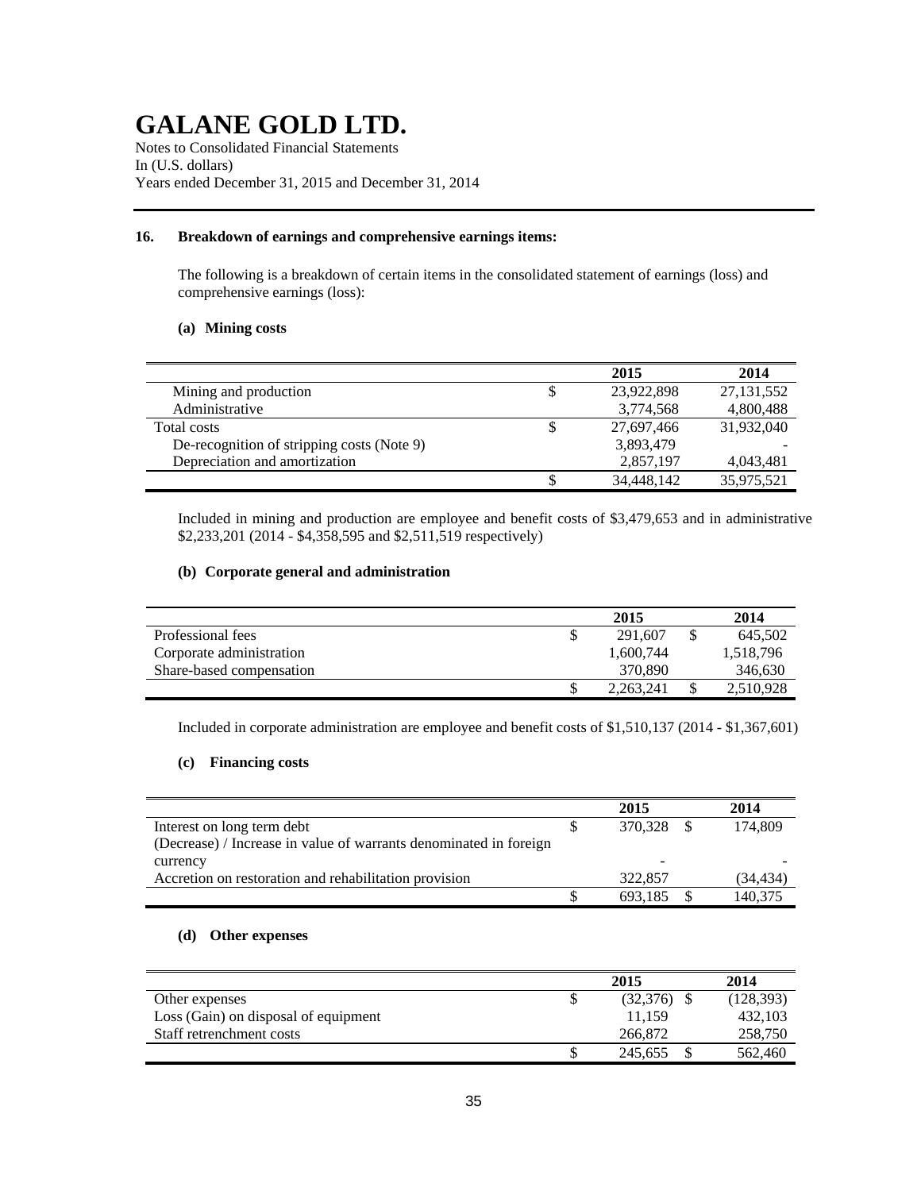# GALANE GOLD LTD.

Notes to Consolidated Financial Statements
In (U.S. dollars)
Years ended December 31, 2015 and December 31, 2014

## 16. Breakdown of earnings and comprehensive earnings items:

The following is a breakdown of certain items in the consolidated statement of earnings (loss) and comprehensive earnings (loss):

### (a) Mining costs

| | | 2015 | 2014 |
|---|---|---|---|
| Mining and production | $ | 23,922,898 | 27,131,552 |
| Administrative | | 3,774,568 | 4,800,488 |
| Total costs | $ | 27,697,466 | 31,932,040 |
| De-recognition of stripping costs (Note 9) | | 3,893,479 | - |
| Depreciation and amortization | | 2,857,197 | 4,043,481 |
| | $ | 34,448,142 | 35,975,521 |

Included in mining and production are employee and benefit costs of $3,479,653 and in administrative $2,233,201 (2014 - $4,358,595 and $2,511,519 respectively)

### (b) Corporate general and administration

| | | 2015 | | 2014 |
|---|---|---|---|---|
| Professional fees | $ | 291,607 | $ | 645,502 |
| Corporate administration | | 1,600,744 | | 1,518,796 |
| Share-based compensation | | 370,890 | | 346,630 |
| | $ | 2,263,241 | $ | 2,510,928 |

Included in corporate administration are employee and benefit costs of $1,510,137 (2014 - $1,367,601)

### (c) Financing costs

| | | 2015 | | 2014 |
|---|---|---|---|---|
| Interest on long term debt | $ | 370,328 | $ | 174,809 |
| (Decrease) / Increase in value of warrants denominated in foreign currency | | - | | - |
| Accretion on restoration and rehabilitation provision | | 322,857 | | (34,434) |
| | $ | 693,185 | $ | 140,375 |

### (d) Other expenses

| | | 2015 | | 2014 |
|---|---|---|---|---|
| Other expenses | $ | (32,376) | $ | (128,393) |
| Loss (Gain) on disposal of equipment | | 11,159 | | 432,103 |
| Staff retrenchment costs | | 266,872 | | 258,750 |
| | $ | 245,655 | $ | 562,460 |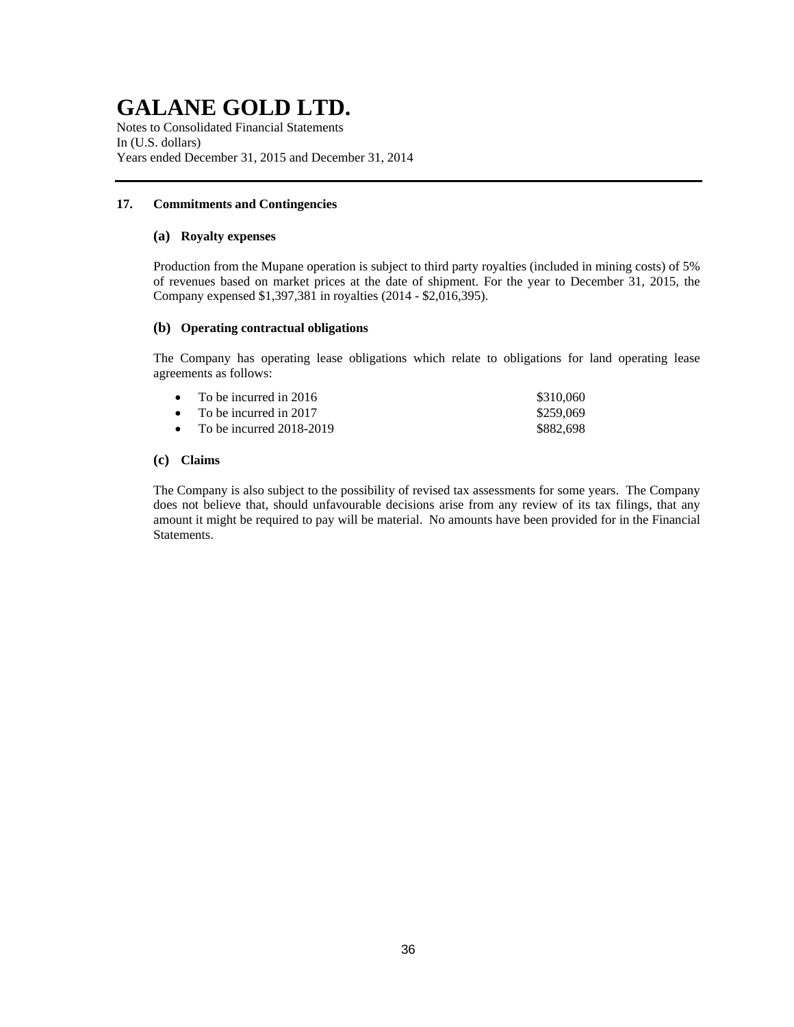# GALANE GOLD LTD.

Notes to Consolidated Financial Statements
In (U.S. dollars)
Years ended December 31, 2015 and December 31, 2014

## 17. Commitments and Contingencies

### (a) Royalty expenses

Production from the Mupane operation is subject to third party royalties (included in mining costs) of 5% of revenues based on market prices at the date of shipment. For the year to December 31, 2015, the Company expensed $1,397,381 in royalties (2014 - $2,016,395).

### (b) Operating contractual obligations

The Company has operating lease obligations which relate to obligations for land operating lease agreements as follows:

- To be incurred in 2016 $310,060
- To be incurred in 2017 $259,069
- To be incurred 2018-2019 $882,698

### (c) Claims

The Company is also subject to the possibility of revised tax assessments for some years. The Company does not believe that, should unfavourable decisions arise from any review of its tax filings, that any amount it might be required to pay will be material. No amounts have been provided for in the Financial Statements.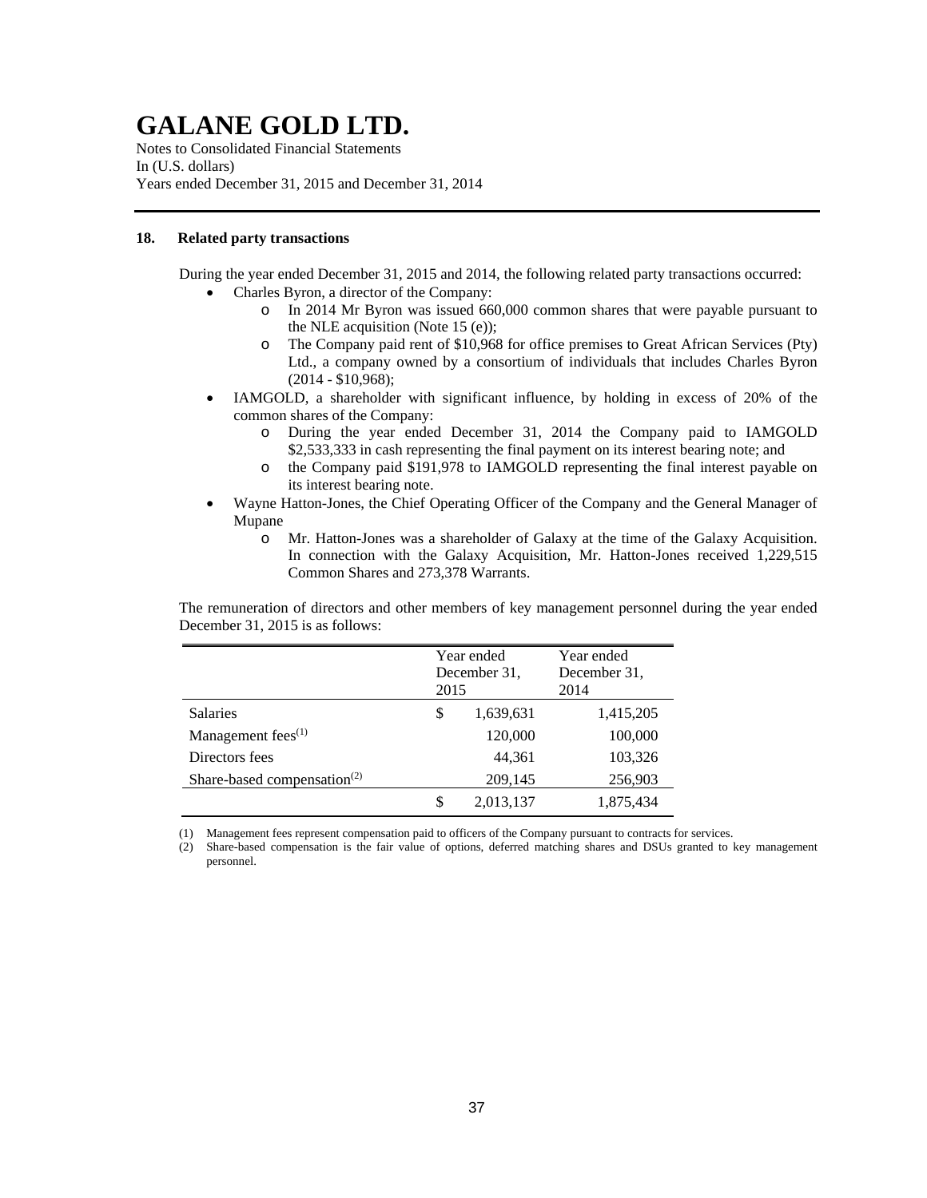# GALANE GOLD LTD.

Notes to Consolidated Financial Statements
In (U.S. dollars)
Years ended December 31, 2015 and December 31, 2014

## 18. Related party transactions

During the year ended December 31, 2015 and 2014, the following related party transactions occurred:

- Charles Byron, a director of the Company:
  - In 2014 Mr Byron was issued 660,000 common shares that were payable pursuant to the NLE acquisition (Note 15 (e));
  - The Company paid rent of $10,968 for office premises to Great African Services (Pty) Ltd., a company owned by a consortium of individuals that includes Charles Byron (2014 - $10,968);
- IAMGOLD, a shareholder with significant influence, by holding in excess of 20% of the common shares of the Company:
  - During the year ended December 31, 2014 the Company paid to IAMGOLD $2,533,333 in cash representing the final payment on its interest bearing note; and
  - the Company paid $191,978 to IAMGOLD representing the final interest payable on its interest bearing note.
- Wayne Hatton-Jones, the Chief Operating Officer of the Company and the General Manager of Mupane
  - Mr. Hatton-Jones was a shareholder of Galaxy at the time of the Galaxy Acquisition. In connection with the Galaxy Acquisition, Mr. Hatton-Jones received 1,229,515 Common Shares and 273,378 Warrants.

The remuneration of directors and other members of key management personnel during the year ended December 31, 2015 is as follows:

| | Year ended December 31, 2015 | Year ended December 31, 2014 |
|---|---|---|
| Salaries | $ 1,639,631 | 1,415,205 |
| Management fees(1) | 120,000 | 100,000 |
| Directors fees | 44,361 | 103,326 |
| Share-based compensation(2) | 209,145 | 256,903 |
| | $ 2,013,137 | 1,875,434 |

(1) Management fees represent compensation paid to officers of the Company pursuant to contracts for services.
(2) Share-based compensation is the fair value of options, deferred matching shares and DSUs granted to key management personnel.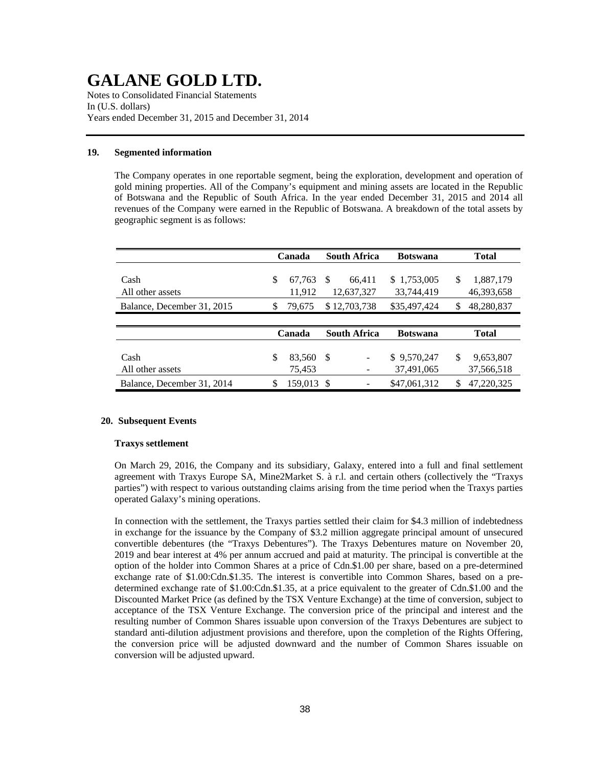# GALANE GOLD LTD.

Notes to Consolidated Financial Statements
In (U.S. dollars)
Years ended December 31, 2015 and December 31, 2014

**19. Segmented information**

The Company operates in one reportable segment, being the exploration, development and operation of gold mining properties. All of the Company's equipment and mining assets are located in the Republic of Botswana and the Republic of South Africa. In the year ended December 31, 2015 and 2014 all revenues of the Company were earned in the Republic of Botswana. A breakdown of the total assets by geographic segment is as follows:

| | Canada | South Africa | Botswana | Total |
|---|---|---|---|---|
| Cash | $ 67,763 | $ 66,411 | $ 1,753,005 | $ 1,887,179 |
| All other assets | 11,912 | 12,637,327 | 33,744,419 | 46,393,658 |
| Balance, December 31, 2015 | $ 79,675 | $ 12,703,738 | $35,497,424 | $ 48,280,837 |

| | Canada | South Africa | Botswana | Total |
|---|---|---|---|---|
| Cash | $ 83,560 | $ - | $ 9,570,247 | $ 9,653,807 |
| All other assets | 75,453 | - | 37,491,065 | 37,566,518 |
| Balance, December 31, 2014 | $ 159,013 | $ - | $47,061,312 | $ 47,220,325 |

**20. Subsequent Events**

**Traxys settlement**

On March 29, 2016, the Company and its subsidiary, Galaxy, entered into a full and final settlement agreement with Traxys Europe SA, Mine2Market S. à r.l. and certain others (collectively the "Traxys parties") with respect to various outstanding claims arising from the time period when the Traxys parties operated Galaxy's mining operations.

In connection with the settlement, the Traxys parties settled their claim for $4.3 million of indebtedness in exchange for the issuance by the Company of $3.2 million aggregate principal amount of unsecured convertible debentures (the "Traxys Debentures"). The Traxys Debentures mature on November 20, 2019 and bear interest at 4% per annum accrued and paid at maturity. The principal is convertible at the option of the holder into Common Shares at a price of Cdn.$1.00 per share, based on a pre-determined exchange rate of $1.00:Cdn.$1.35. The interest is convertible into Common Shares, based on a pre-determined exchange rate of $1.00:Cdn.$1.35, at a price equivalent to the greater of Cdn.$1.00 and the Discounted Market Price (as defined by the TSX Venture Exchange) at the time of conversion, subject to acceptance of the TSX Venture Exchange. The conversion price of the principal and interest and the resulting number of Common Shares issuable upon conversion of the Traxys Debentures are subject to standard anti-dilution adjustment provisions and therefore, upon the completion of the Rights Offering, the conversion price will be adjusted downward and the number of Common Shares issuable on conversion will be adjusted upward.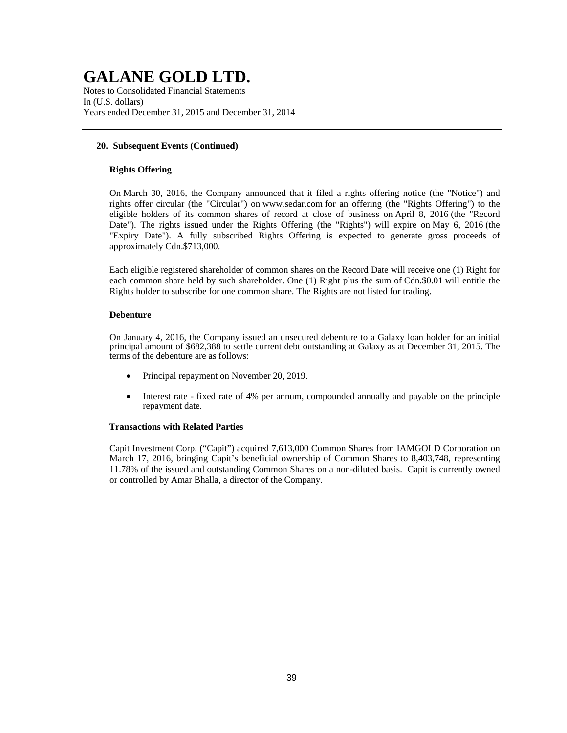**20. Subsequent Events (Continued)**

**Rights Offering**

On March 30, 2016, the Company announced that it filed a rights offering notice (the "Notice") and rights offer circular (the "Circular") on www.sedar.com for an offering (the "Rights Offering") to the eligible holders of its common shares of record at close of business on April 8, 2016 (the "Record Date"). The rights issued under the Rights Offering (the "Rights") will expire on May 6, 2016 (the "Expiry Date"). A fully subscribed Rights Offering is expected to generate gross proceeds of approximately Cdn.$713,000.

Each eligible registered shareholder of common shares on the Record Date will receive one (1) Right for each common share held by such shareholder. One (1) Right plus the sum of Cdn.$0.01 will entitle the Rights holder to subscribe for one common share. The Rights are not listed for trading.

**Debenture**

On January 4, 2016, the Company issued an unsecured debenture to a Galaxy loan holder for an initial principal amount of $682,388 to settle current debt outstanding at Galaxy as at December 31, 2015. The terms of the debenture are as follows:

- Principal repayment on November 20, 2019.
- Interest rate - fixed rate of 4% per annum, compounded annually and payable on the principle repayment date.

**Transactions with Related Parties**

Capit Investment Corp. ("Capit") acquired 7,613,000 Common Shares from IAMGOLD Corporation on March 17, 2016, bringing Capit's beneficial ownership of Common Shares to 8,403,748, representing 11.78% of the issued and outstanding Common Shares on a non-diluted basis. Capit is currently owned or controlled by Amar Bhalla, a director of the Company.